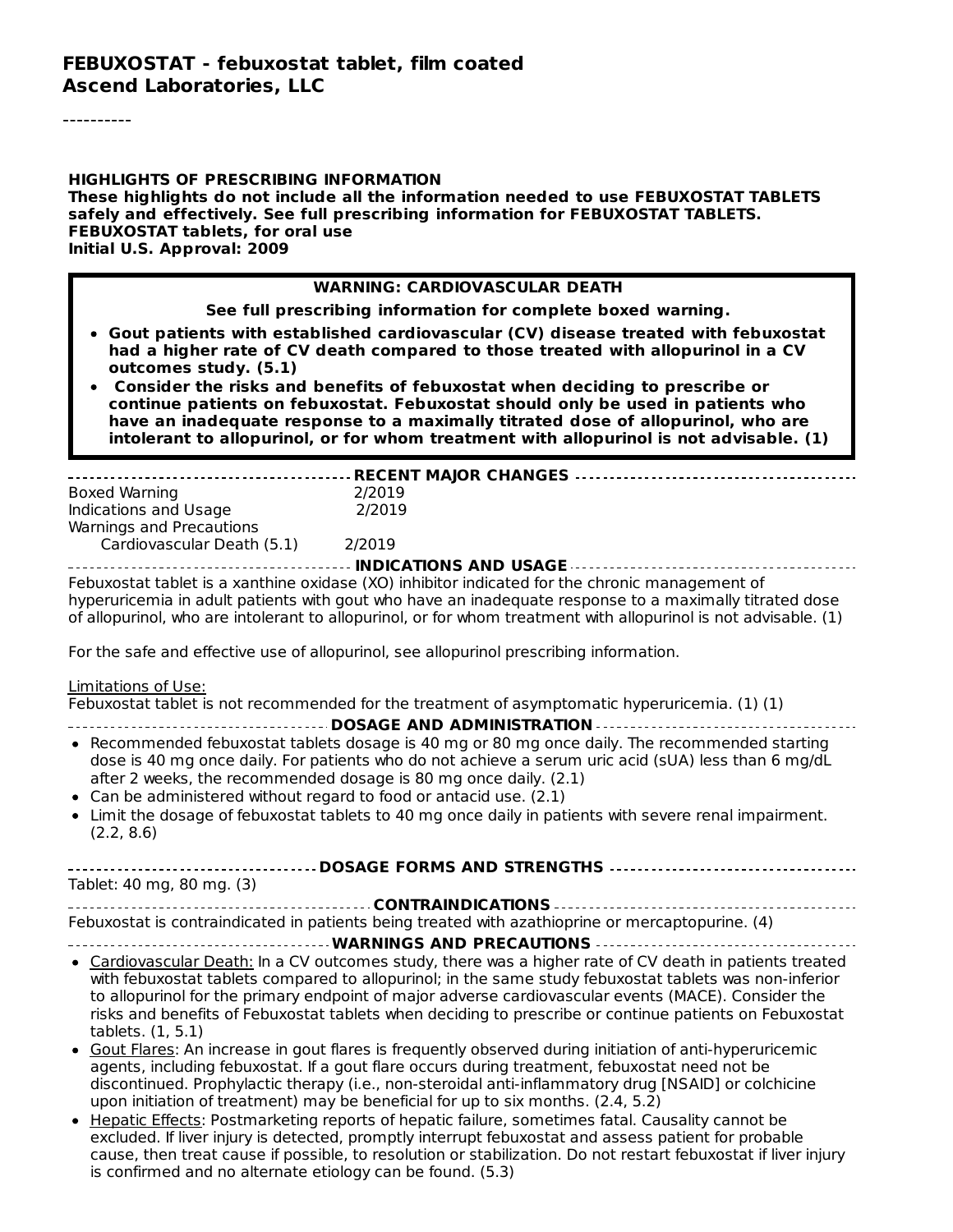# FEBUXOSTAT - febuxostat tablet, film coated
## Ascend Laboratories, LLC

----------

**HIGHLIGHTS OF PRESCRIBING INFORMATION**
**These highlights do not include all the information needed to use FEBUXOSTAT TABLETS safely and effectively. See full prescribing information for FEBUXOSTAT TABLETS.**
**FEBUXOSTAT tablets, for oral use**
**Initial U.S. Approval: 2009**

**WARNING: CARDIOVASCULAR DEATH**

**See full prescribing information for complete boxed warning.**

- **Gout patients with established cardiovascular (CV) disease treated with febuxostat had a higher rate of CV death compared to those treated with allopurinol in a CV outcomes study. (5.1)**
- **Consider the risks and benefits of febuxostat when deciding to prescribe or continue patients on febuxostat. Febuxostat should only be used in patients who have an inadequate response to a maximally titrated dose of allopurinol, who are intolerant to allopurinol, or for whom treatment with allopurinol is not advisable. (1)**

**RECENT MAJOR CHANGES**

| | |
|---|---|
| Boxed Warning | 2/2019 |
| Indications and Usage | 2/2019 |
| Warnings and Precautions | |
| Cardiovascular Death (5.1) | 2/2019 |

**INDICATIONS AND USAGE**

Febuxostat tablet is a xanthine oxidase (XO) inhibitor indicated for the chronic management of hyperuricemia in adult patients with gout who have an inadequate response to a maximally titrated dose of allopurinol, who are intolerant to allopurinol, or for whom treatment with allopurinol is not advisable. (1)

For the safe and effective use of allopurinol, see allopurinol prescribing information.

Limitations of Use:
Febuxostat tablet is not recommended for the treatment of asymptomatic hyperuricemia. (1) (1)

**DOSAGE AND ADMINISTRATION**

- Recommended febuxostat tablets dosage is 40 mg or 80 mg once daily. The recommended starting dose is 40 mg once daily. For patients who do not achieve a serum uric acid (sUA) less than 6 mg/dL after 2 weeks, the recommended dosage is 80 mg once daily. (2.1)
- Can be administered without regard to food or antacid use. (2.1)
- Limit the dosage of febuxostat tablets to 40 mg once daily in patients with severe renal impairment. (2.2, 8.6)

**DOSAGE FORMS AND STRENGTHS**

Tablet: 40 mg, 80 mg. (3)

**CONTRAINDICATIONS**

Febuxostat is contraindicated in patients being treated with azathioprine or mercaptopurine. (4)

**WARNINGS AND PRECAUTIONS**

- Cardiovascular Death: In a CV outcomes study, there was a higher rate of CV death in patients treated with febuxostat tablets compared to allopurinol; in the same study febuxostat tablets was non-inferior to allopurinol for the primary endpoint of major adverse cardiovascular events (MACE). Consider the risks and benefits of Febuxostat tablets when deciding to prescribe or continue patients on Febuxostat tablets. (1, 5.1)
- Gout Flares: An increase in gout flares is frequently observed during initiation of anti-hyperuricemic agents, including febuxostat. If a gout flare occurs during treatment, febuxostat need not be discontinued. Prophylactic therapy (i.e., non-steroidal anti-inflammatory drug [NSAID] or colchicine upon initiation of treatment) may be beneficial for up to six months. (2.4, 5.2)
- Hepatic Effects: Postmarketing reports of hepatic failure, sometimes fatal. Causality cannot be excluded. If liver injury is detected, promptly interrupt febuxostat and assess patient for probable cause, then treat cause if possible, to resolution or stabilization. Do not restart febuxostat if liver injury is confirmed and no alternate etiology can be found. (5.3)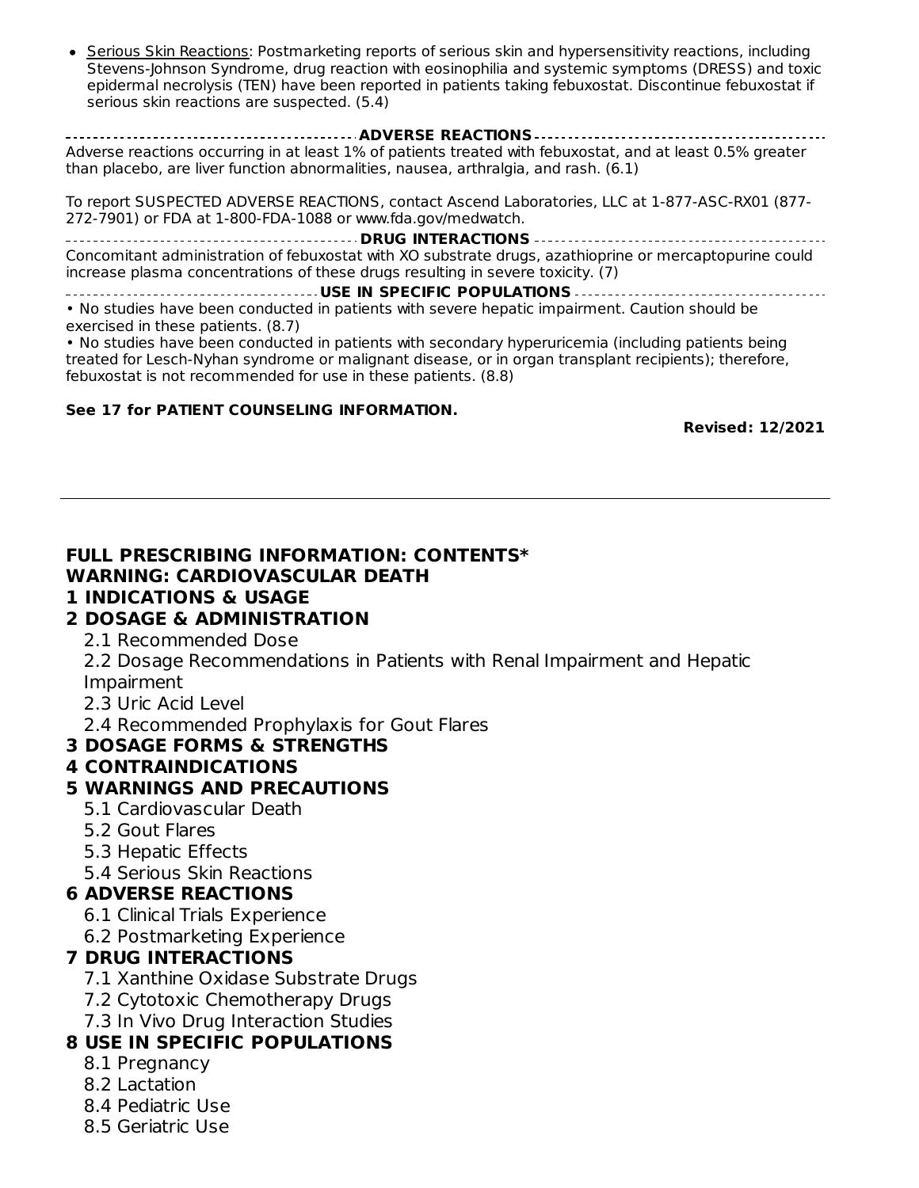- Serious Skin Reactions: Postmarketing reports of serious skin and hypersensitivity reactions, including Stevens-Johnson Syndrome, drug reaction with eosinophilia and systemic symptoms (DRESS) and toxic epidermal necrolysis (TEN) have been reported in patients taking febuxostat. Discontinue febuxostat if serious skin reactions are suspected. (5.4)

**ADVERSE REACTIONS**

Adverse reactions occurring in at least 1% of patients treated with febuxostat, and at least 0.5% greater than placebo, are liver function abnormalities, nausea, arthralgia, and rash. (6.1)

To report SUSPECTED ADVERSE REACTIONS, contact Ascend Laboratories, LLC at 1-877-ASC-RX01 (877-272-7901) or FDA at 1-800-FDA-1088 or www.fda.gov/medwatch.

**DRUG INTERACTIONS**

Concomitant administration of febuxostat with XO substrate drugs, azathioprine or mercaptopurine could increase plasma concentrations of these drugs resulting in severe toxicity. (7)

**USE IN SPECIFIC POPULATIONS**

- No studies have been conducted in patients with severe hepatic impairment. Caution should be exercised in these patients. (8.7)
- No studies have been conducted in patients with secondary hyperuricemia (including patients being treated for Lesch-Nyhan syndrome or malignant disease, or in organ transplant recipients); therefore, febuxostat is not recommended for use in these patients. (8.8)

**See 17 for PATIENT COUNSELING INFORMATION.**

**Revised: 12/2021**

---

## FULL PRESCRIBING INFORMATION: CONTENTS*

**WARNING: CARDIOVASCULAR DEATH**

**1 INDICATIONS & USAGE**

**2 DOSAGE & ADMINISTRATION**

- 2.1 Recommended Dose
- 2.2 Dosage Recommendations in Patients with Renal Impairment and Hepatic Impairment
- 2.3 Uric Acid Level
- 2.4 Recommended Prophylaxis for Gout Flares

**3 DOSAGE FORMS & STRENGTHS**

**4 CONTRAINDICATIONS**

**5 WARNINGS AND PRECAUTIONS**

- 5.1 Cardiovascular Death
- 5.2 Gout Flares
- 5.3 Hepatic Effects
- 5.4 Serious Skin Reactions

**6 ADVERSE REACTIONS**

- 6.1 Clinical Trials Experience
- 6.2 Postmarketing Experience

**7 DRUG INTERACTIONS**

- 7.1 Xanthine Oxidase Substrate Drugs
- 7.2 Cytotoxic Chemotherapy Drugs
- 7.3 In Vivo Drug Interaction Studies

**8 USE IN SPECIFIC POPULATIONS**

- 8.1 Pregnancy
- 8.2 Lactation
- 8.4 Pediatric Use
- 8.5 Geriatric Use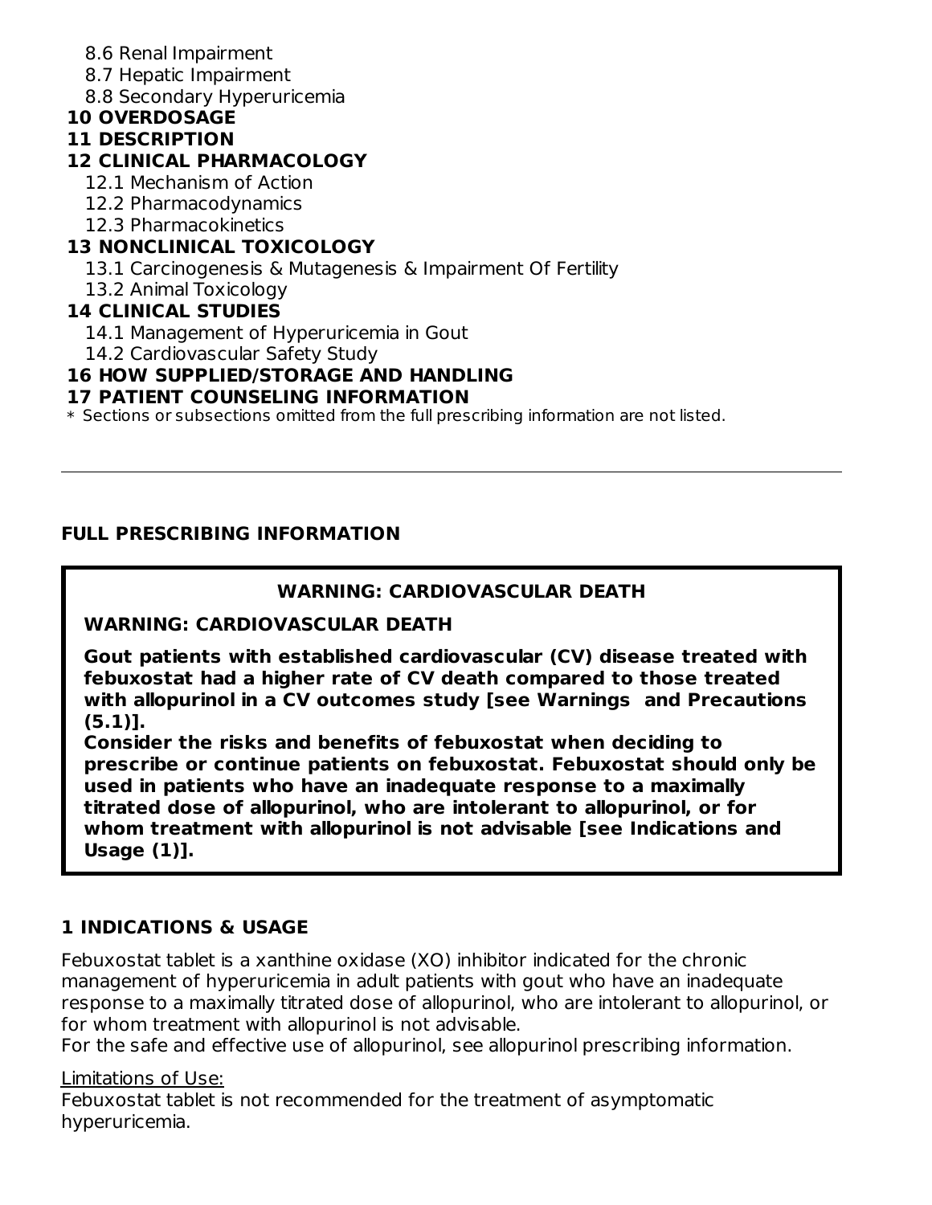8.6 Renal Impairment
8.7 Hepatic Impairment
8.8 Secondary Hyperuricemia

**10 OVERDOSAGE**

**11 DESCRIPTION**

**12 CLINICAL PHARMACOLOGY**

12.1 Mechanism of Action
12.2 Pharmacodynamics
12.3 Pharmacokinetics

**13 NONCLINICAL TOXICOLOGY**

13.1 Carcinogenesis & Mutagenesis & Impairment Of Fertility
13.2 Animal Toxicology

**14 CLINICAL STUDIES**

14.1 Management of Hyperuricemia in Gout
14.2 Cardiovascular Safety Study

**16 HOW SUPPLIED/STORAGE AND HANDLING**

**17 PATIENT COUNSELING INFORMATION**

* Sections or subsections omitted from the full prescribing information are not listed.

---

## FULL PRESCRIBING INFORMATION

**WARNING: CARDIOVASCULAR DEATH**

**WARNING: CARDIOVASCULAR DEATH**

**Gout patients with established cardiovascular (CV) disease treated with febuxostat had a higher rate of CV death compared to those treated with allopurinol in a CV outcomes study [see Warnings and Precautions (5.1)].**
**Consider the risks and benefits of febuxostat when deciding to prescribe or continue patients on febuxostat. Febuxostat should only be used in patients who have an inadequate response to a maximally titrated dose of allopurinol, who are intolerant to allopurinol, or for whom treatment with allopurinol is not advisable [see Indications and Usage (1)].**

## 1 INDICATIONS & USAGE

Febuxostat tablet is a xanthine oxidase (XO) inhibitor indicated for the chronic management of hyperuricemia in adult patients with gout who have an inadequate response to a maximally titrated dose of allopurinol, who are intolerant to allopurinol, or for whom treatment with allopurinol is not advisable.
For the safe and effective use of allopurinol, see allopurinol prescribing information.

Limitations of Use:
Febuxostat tablet is not recommended for the treatment of asymptomatic hyperuricemia.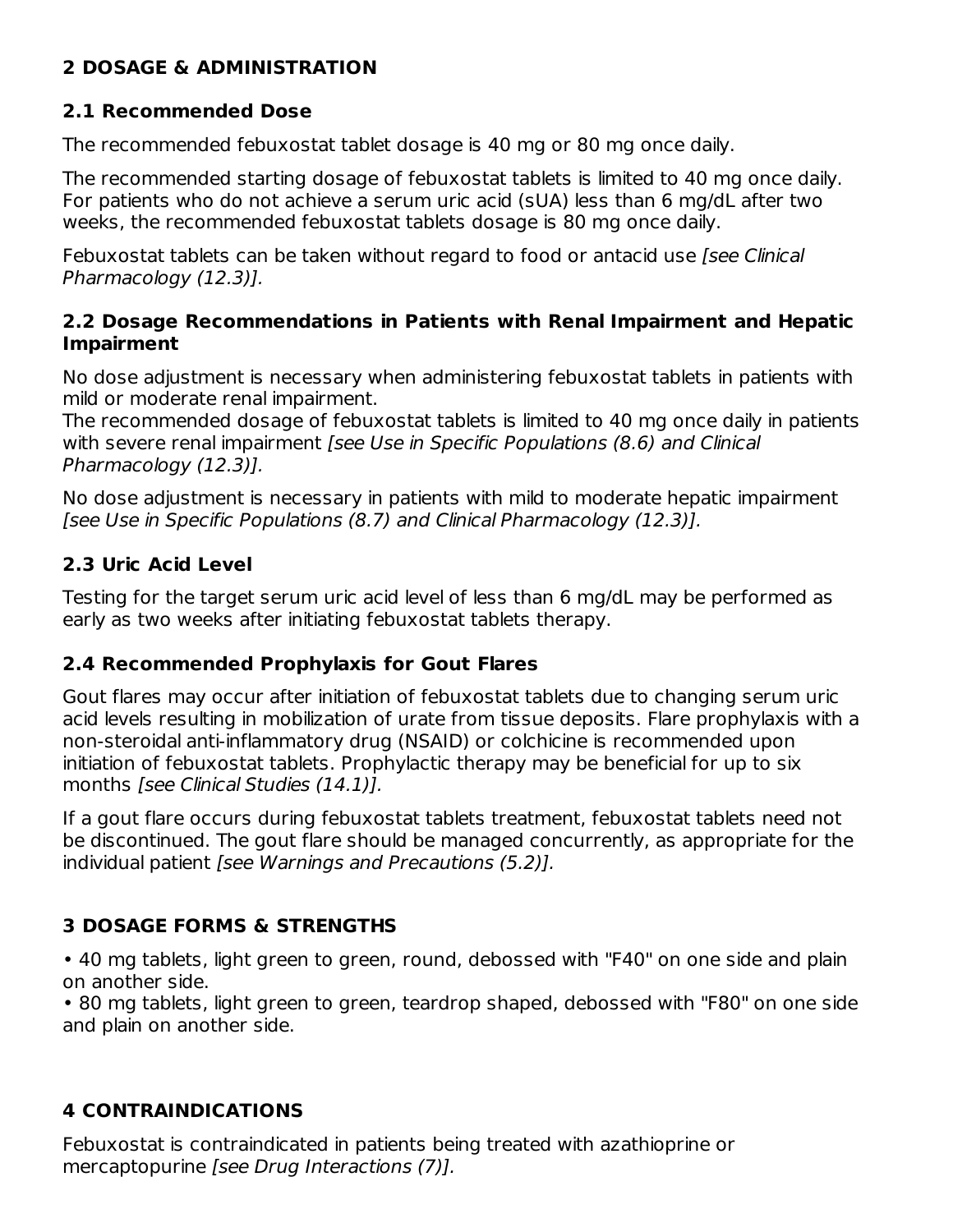## 2 DOSAGE & ADMINISTRATION

### 2.1 Recommended Dose

The recommended febuxostat tablet dosage is 40 mg or 80 mg once daily.

The recommended starting dosage of febuxostat tablets is limited to 40 mg once daily. For patients who do not achieve a serum uric acid (sUA) less than 6 mg/dL after two weeks, the recommended febuxostat tablets dosage is 80 mg once daily.

Febuxostat tablets can be taken without regard to food or antacid use *[see Clinical Pharmacology (12.3)]*.

### 2.2 Dosage Recommendations in Patients with Renal Impairment and Hepatic Impairment

No dose adjustment is necessary when administering febuxostat tablets in patients with mild or moderate renal impairment.
The recommended dosage of febuxostat tablets is limited to 40 mg once daily in patients with severe renal impairment *[see Use in Specific Populations (8.6) and Clinical Pharmacology (12.3)]*.

No dose adjustment is necessary in patients with mild to moderate hepatic impairment *[see Use in Specific Populations (8.7) and Clinical Pharmacology (12.3)]*.

### 2.3 Uric Acid Level

Testing for the target serum uric acid level of less than 6 mg/dL may be performed as early as two weeks after initiating febuxostat tablets therapy.

### 2.4 Recommended Prophylaxis for Gout Flares

Gout flares may occur after initiation of febuxostat tablets due to changing serum uric acid levels resulting in mobilization of urate from tissue deposits. Flare prophylaxis with a non-steroidal anti-inflammatory drug (NSAID) or colchicine is recommended upon initiation of febuxostat tablets. Prophylactic therapy may be beneficial for up to six months *[see Clinical Studies (14.1)]*.

If a gout flare occurs during febuxostat tablets treatment, febuxostat tablets need not be discontinued. The gout flare should be managed concurrently, as appropriate for the individual patient *[see Warnings and Precautions (5.2)]*.

## 3 DOSAGE FORMS & STRENGTHS

- 40 mg tablets, light green to green, round, debossed with "F40" on one side and plain on another side.
- 80 mg tablets, light green to green, teardrop shaped, debossed with "F80" on one side and plain on another side.

## 4 CONTRAINDICATIONS

Febuxostat is contraindicated in patients being treated with azathioprine or mercaptopurine *[see Drug Interactions (7)]*.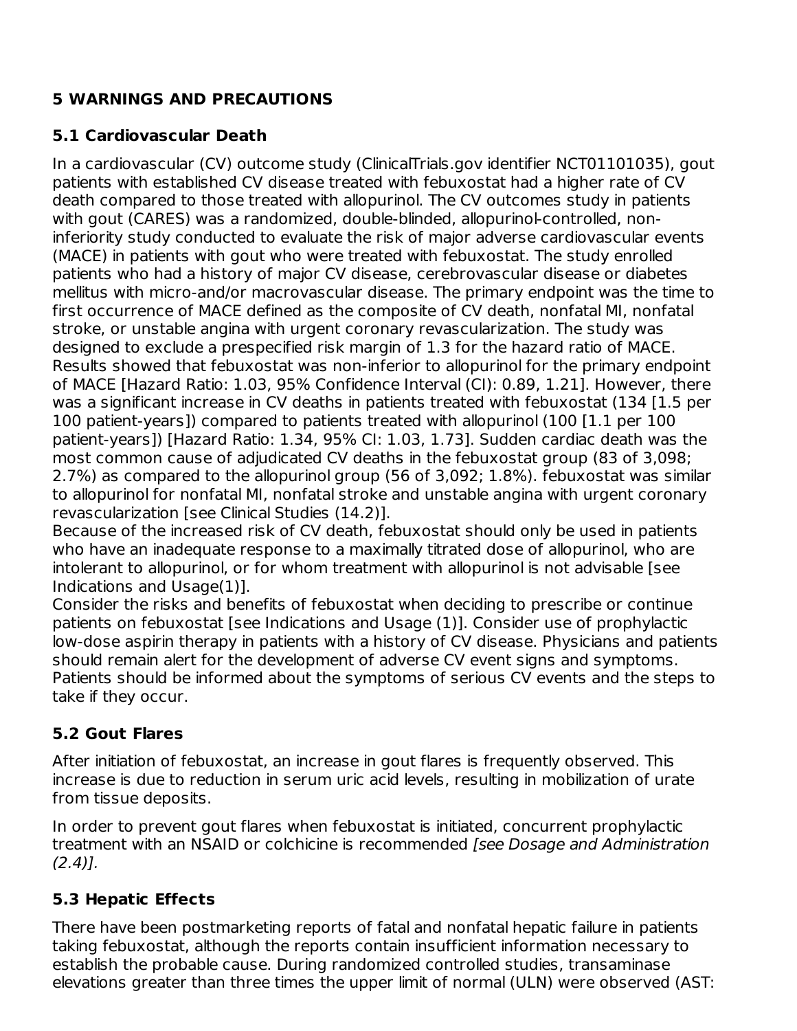## 5 WARNINGS AND PRECAUTIONS

### 5.1 Cardiovascular Death

In a cardiovascular (CV) outcome study (ClinicalTrials.gov identifier NCT01101035), gout patients with established CV disease treated with febuxostat had a higher rate of CV death compared to those treated with allopurinol. The CV outcomes study in patients with gout (CARES) was a randomized, double-blinded, allopurinol-controlled, non-inferiority study conducted to evaluate the risk of major adverse cardiovascular events (MACE) in patients with gout who were treated with febuxostat. The study enrolled patients who had a history of major CV disease, cerebrovascular disease or diabetes mellitus with micro-and/or macrovascular disease. The primary endpoint was the time to first occurrence of MACE defined as the composite of CV death, nonfatal MI, nonfatal stroke, or unstable angina with urgent coronary revascularization. The study was designed to exclude a prespecified risk margin of 1.3 for the hazard ratio of MACE. Results showed that febuxostat was non-inferior to allopurinol for the primary endpoint of MACE [Hazard Ratio: 1.03, 95% Confidence Interval (CI): 0.89, 1.21]. However, there was a significant increase in CV deaths in patients treated with febuxostat (134 [1.5 per 100 patient-years]) compared to patients treated with allopurinol (100 [1.1 per 100 patient-years]) [Hazard Ratio: 1.34, 95% CI: 1.03, 1.73]. Sudden cardiac death was the most common cause of adjudicated CV deaths in the febuxostat group (83 of 3,098; 2.7%) as compared to the allopurinol group (56 of 3,092; 1.8%). febuxostat was similar to allopurinol for nonfatal MI, nonfatal stroke and unstable angina with urgent coronary revascularization [see Clinical Studies (14.2)].

Because of the increased risk of CV death, febuxostat should only be used in patients who have an inadequate response to a maximally titrated dose of allopurinol, who are intolerant to allopurinol, or for whom treatment with allopurinol is not advisable [see Indications and Usage(1)].

Consider the risks and benefits of febuxostat when deciding to prescribe or continue patients on febuxostat [see Indications and Usage (1)]. Consider use of prophylactic low-dose aspirin therapy in patients with a history of CV disease. Physicians and patients should remain alert for the development of adverse CV event signs and symptoms. Patients should be informed about the symptoms of serious CV events and the steps to take if they occur.

### 5.2 Gout Flares

After initiation of febuxostat, an increase in gout flares is frequently observed. This increase is due to reduction in serum uric acid levels, resulting in mobilization of urate from tissue deposits.

In order to prevent gout flares when febuxostat is initiated, concurrent prophylactic treatment with an NSAID or colchicine is recommended *[see Dosage and Administration (2.4)]*.

### 5.3 Hepatic Effects

There have been postmarketing reports of fatal and nonfatal hepatic failure in patients taking febuxostat, although the reports contain insufficient information necessary to establish the probable cause. During randomized controlled studies, transaminase elevations greater than three times the upper limit of normal (ULN) were observed (AST: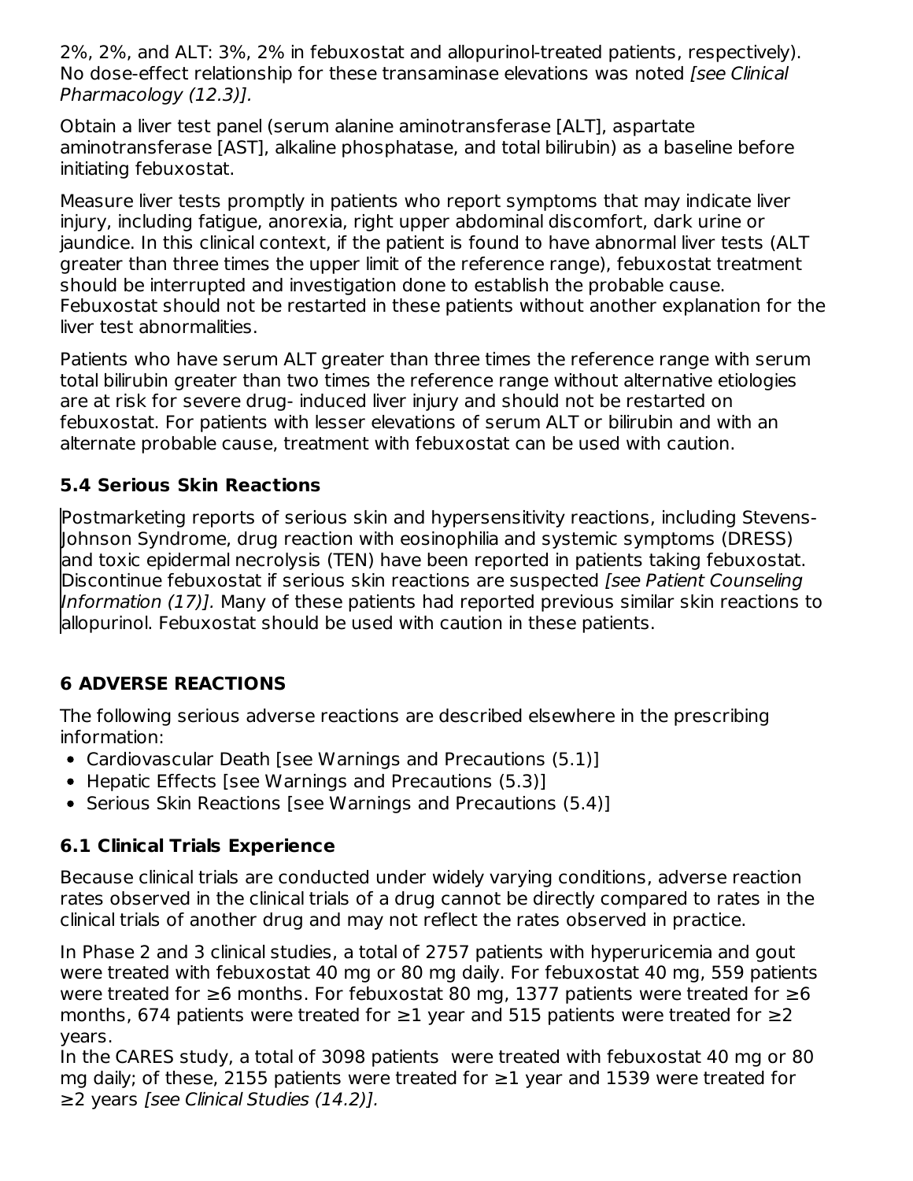2%, 2%, and ALT: 3%, 2% in febuxostat and allopurinol-treated patients, respectively). No dose-effect relationship for these transaminase elevations was noted *[see Clinical Pharmacology (12.3)].*

Obtain a liver test panel (serum alanine aminotransferase [ALT], aspartate aminotransferase [AST], alkaline phosphatase, and total bilirubin) as a baseline before initiating febuxostat.

Measure liver tests promptly in patients who report symptoms that may indicate liver injury, including fatigue, anorexia, right upper abdominal discomfort, dark urine or jaundice. In this clinical context, if the patient is found to have abnormal liver tests (ALT greater than three times the upper limit of the reference range), febuxostat treatment should be interrupted and investigation done to establish the probable cause. Febuxostat should not be restarted in these patients without another explanation for the liver test abnormalities.

Patients who have serum ALT greater than three times the reference range with serum total bilirubin greater than two times the reference range without alternative etiologies are at risk for severe drug- induced liver injury and should not be restarted on febuxostat. For patients with lesser elevations of serum ALT or bilirubin and with an alternate probable cause, treatment with febuxostat can be used with caution.

### 5.4 Serious Skin Reactions

Postmarketing reports of serious skin and hypersensitivity reactions, including Stevens-Johnson Syndrome, drug reaction with eosinophilia and systemic symptoms (DRESS) and toxic epidermal necrolysis (TEN) have been reported in patients taking febuxostat. Discontinue febuxostat if serious skin reactions are suspected *[see Patient Counseling Information (17)].* Many of these patients had reported previous similar skin reactions to allopurinol. Febuxostat should be used with caution in these patients.

## 6 ADVERSE REACTIONS

The following serious adverse reactions are described elsewhere in the prescribing information:

- Cardiovascular Death [see Warnings and Precautions (5.1)]
- Hepatic Effects [see Warnings and Precautions (5.3)]
- Serious Skin Reactions [see Warnings and Precautions (5.4)]

### 6.1 Clinical Trials Experience

Because clinical trials are conducted under widely varying conditions, adverse reaction rates observed in the clinical trials of a drug cannot be directly compared to rates in the clinical trials of another drug and may not reflect the rates observed in practice.

In Phase 2 and 3 clinical studies, a total of 2757 patients with hyperuricemia and gout were treated with febuxostat 40 mg or 80 mg daily. For febuxostat 40 mg, 559 patients were treated for ≥6 months. For febuxostat 80 mg, 1377 patients were treated for ≥6 months, 674 patients were treated for ≥1 year and 515 patients were treated for ≥2 years.
In the CARES study, a total of 3098 patients were treated with febuxostat 40 mg or 80 mg daily; of these, 2155 patients were treated for ≥1 year and 1539 were treated for ≥2 years *[see Clinical Studies (14.2)].*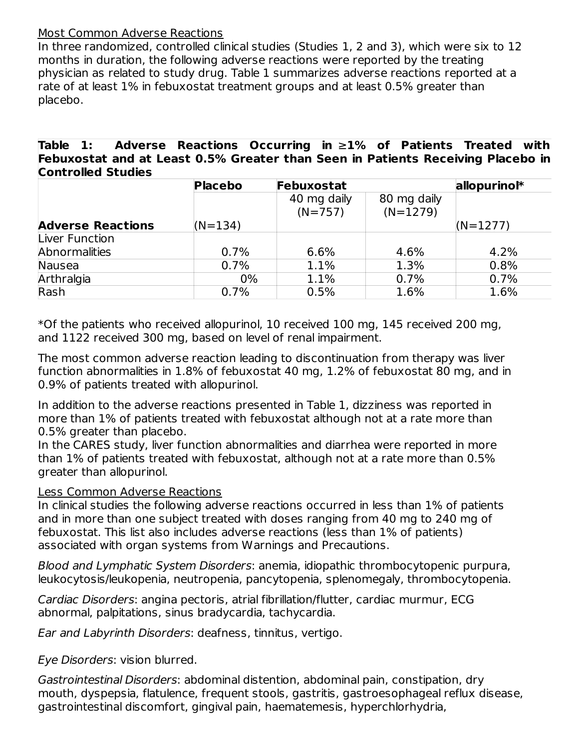Most Common Adverse Reactions

In three randomized, controlled clinical studies (Studies 1, 2 and 3), which were six to 12 months in duration, the following adverse reactions were reported by the treating physician as related to study drug. Table 1 summarizes adverse reactions reported at a rate of at least 1% in febuxostat treatment groups and at least 0.5% greater than placebo.

**Table 1: Adverse Reactions Occurring in ≥1% of Patients Treated with Febuxostat and at Least 0.5% Greater than Seen in Patients Receiving Placebo in Controlled Studies**

| | Placebo | Febuxostat | | allopurinol* |
|---|---|---|---|---|
| | | 40 mg daily (N=757) | 80 mg daily (N=1279) | |
| **Adverse Reactions** | (N=134) | | | (N=1277) |
| Liver Function Abnormalities | 0.7% | 6.6% | 4.6% | 4.2% |
| Nausea | 0.7% | 1.1% | 1.3% | 0.8% |
| Arthralgia | 0% | 1.1% | 0.7% | 0.7% |
| Rash | 0.7% | 0.5% | 1.6% | 1.6% |

*Of the patients who received allopurinol, 10 received 100 mg, 145 received 200 mg, and 1122 received 300 mg, based on level of renal impairment.

The most common adverse reaction leading to discontinuation from therapy was liver function abnormalities in 1.8% of febuxostat 40 mg, 1.2% of febuxostat 80 mg, and in 0.9% of patients treated with allopurinol.

In addition to the adverse reactions presented in Table 1, dizziness was reported in more than 1% of patients treated with febuxostat although not at a rate more than 0.5% greater than placebo.

In the CARES study, liver function abnormalities and diarrhea were reported in more than 1% of patients treated with febuxostat, although not at a rate more than 0.5% greater than allopurinol.

Less Common Adverse Reactions

In clinical studies the following adverse reactions occurred in less than 1% of patients and in more than one subject treated with doses ranging from 40 mg to 240 mg of febuxostat. This list also includes adverse reactions (less than 1% of patients) associated with organ systems from Warnings and Precautions.

*Blood and Lymphatic System Disorders*: anemia, idiopathic thrombocytopenic purpura, leukocytosis/leukopenia, neutropenia, pancytopenia, splenomegaly, thrombocytopenia.

*Cardiac Disorders*: angina pectoris, atrial fibrillation/flutter, cardiac murmur, ECG abnormal, palpitations, sinus bradycardia, tachycardia.

*Ear and Labyrinth Disorders*: deafness, tinnitus, vertigo.

*Eye Disorders*: vision blurred.

*Gastrointestinal Disorders*: abdominal distention, abdominal pain, constipation, dry mouth, dyspepsia, flatulence, frequent stools, gastritis, gastroesophageal reflux disease, gastrointestinal discomfort, gingival pain, haematemesis, hyperchlorhydria,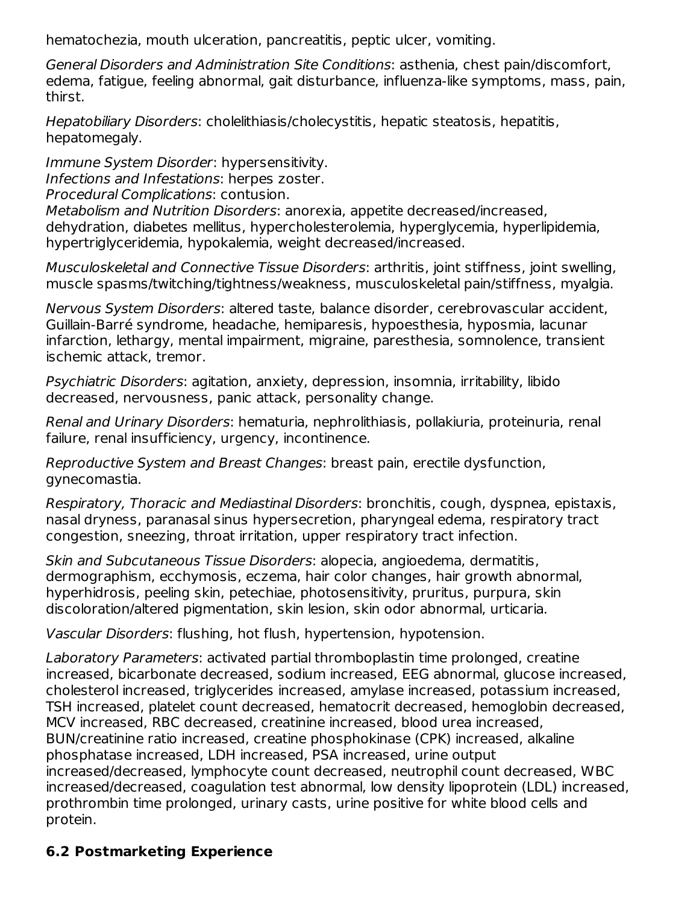hematochezia, mouth ulceration, pancreatitis, peptic ulcer, vomiting.

*General Disorders and Administration Site Conditions*: asthenia, chest pain/discomfort, edema, fatigue, feeling abnormal, gait disturbance, influenza-like symptoms, mass, pain, thirst.

*Hepatobiliary Disorders*: cholelithiasis/cholecystitis, hepatic steatosis, hepatitis, hepatomegaly.

*Immune System Disorder*: hypersensitivity.
*Infections and Infestations*: herpes zoster.
*Procedural Complications*: contusion.
*Metabolism and Nutrition Disorders*: anorexia, appetite decreased/increased, dehydration, diabetes mellitus, hypercholesterolemia, hyperglycemia, hyperlipidemia, hypertriglyceridemia, hypokalemia, weight decreased/increased.

*Musculoskeletal and Connective Tissue Disorders*: arthritis, joint stiffness, joint swelling, muscle spasms/twitching/tightness/weakness, musculoskeletal pain/stiffness, myalgia.

*Nervous System Disorders*: altered taste, balance disorder, cerebrovascular accident, Guillain-Barré syndrome, headache, hemiparesis, hypoesthesia, hyposmia, lacunar infarction, lethargy, mental impairment, migraine, paresthesia, somnolence, transient ischemic attack, tremor.

*Psychiatric Disorders*: agitation, anxiety, depression, insomnia, irritability, libido decreased, nervousness, panic attack, personality change.

*Renal and Urinary Disorders*: hematuria, nephrolithiasis, pollakiuria, proteinuria, renal failure, renal insufficiency, urgency, incontinence.

*Reproductive System and Breast Changes*: breast pain, erectile dysfunction, gynecomastia.

*Respiratory, Thoracic and Mediastinal Disorders*: bronchitis, cough, dyspnea, epistaxis, nasal dryness, paranasal sinus hypersecretion, pharyngeal edema, respiratory tract congestion, sneezing, throat irritation, upper respiratory tract infection.

*Skin and Subcutaneous Tissue Disorders*: alopecia, angioedema, dermatitis, dermographism, ecchymosis, eczema, hair color changes, hair growth abnormal, hyperhidrosis, peeling skin, petechiae, photosensitivity, pruritus, purpura, skin discoloration/altered pigmentation, skin lesion, skin odor abnormal, urticaria.

*Vascular Disorders*: flushing, hot flush, hypertension, hypotension.

*Laboratory Parameters*: activated partial thromboplastin time prolonged, creatine increased, bicarbonate decreased, sodium increased, EEG abnormal, glucose increased, cholesterol increased, triglycerides increased, amylase increased, potassium increased, TSH increased, platelet count decreased, hematocrit decreased, hemoglobin decreased, MCV increased, RBC decreased, creatinine increased, blood urea increased, BUN/creatinine ratio increased, creatine phosphokinase (CPK) increased, alkaline phosphatase increased, LDH increased, PSA increased, urine output increased/decreased, lymphocyte count decreased, neutrophil count decreased, WBC increased/decreased, coagulation test abnormal, low density lipoprotein (LDL) increased, prothrombin time prolonged, urinary casts, urine positive for white blood cells and protein.

### 6.2 Postmarketing Experience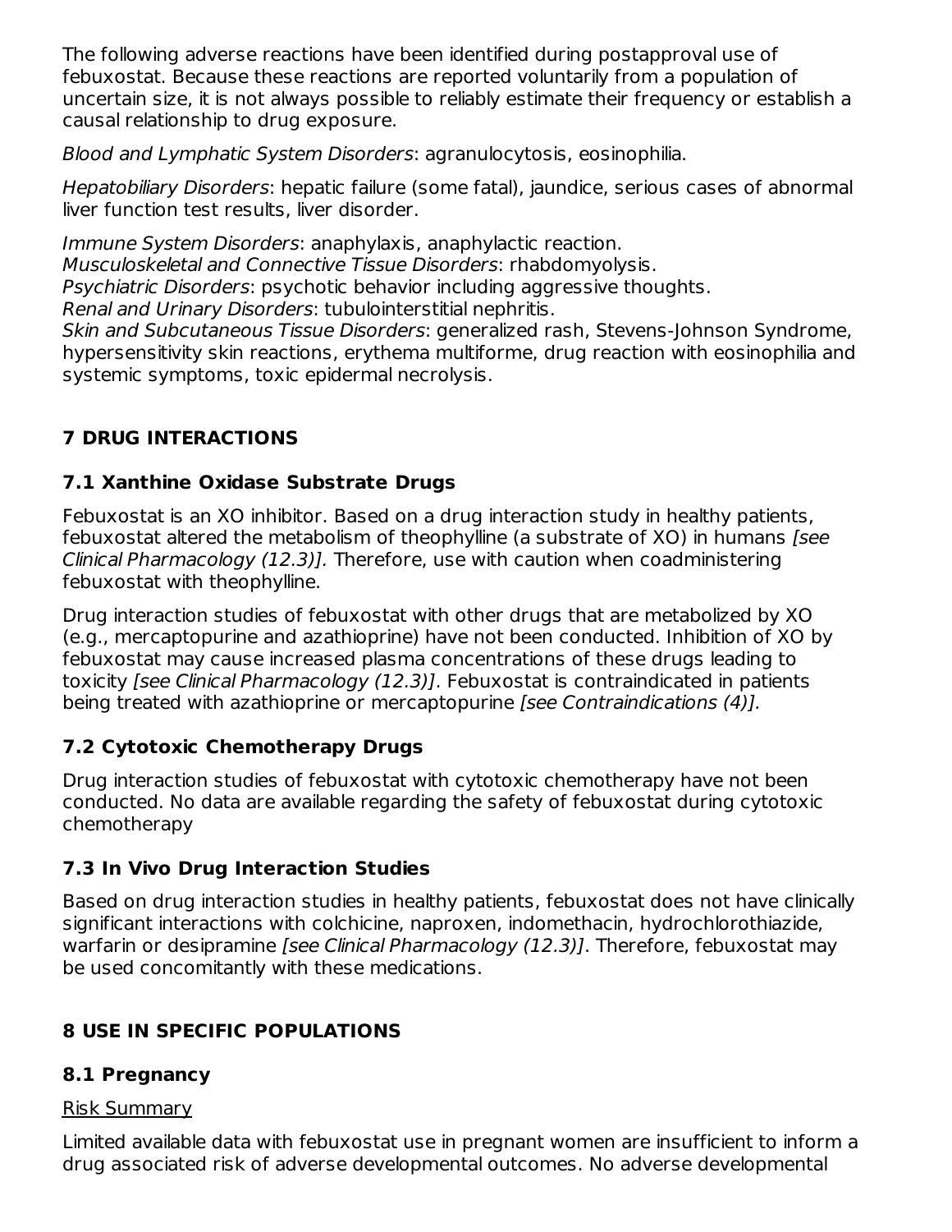The following adverse reactions have been identified during postapproval use of febuxostat. Because these reactions are reported voluntarily from a population of uncertain size, it is not always possible to reliably estimate their frequency or establish a causal relationship to drug exposure.

*Blood and Lymphatic System Disorders*: agranulocytosis, eosinophilia.

*Hepatobiliary Disorders*: hepatic failure (some fatal), jaundice, serious cases of abnormal liver function test results, liver disorder.

*Immune System Disorders*: anaphylaxis, anaphylactic reaction.
*Musculoskeletal and Connective Tissue Disorders*: rhabdomyolysis.
*Psychiatric Disorders*: psychotic behavior including aggressive thoughts.
*Renal and Urinary Disorders*: tubulointerstitial nephritis.
*Skin and Subcutaneous Tissue Disorders*: generalized rash, Stevens-Johnson Syndrome, hypersensitivity skin reactions, erythema multiforme, drug reaction with eosinophilia and systemic symptoms, toxic epidermal necrolysis.

## 7 DRUG INTERACTIONS

### 7.1 Xanthine Oxidase Substrate Drugs

Febuxostat is an XO inhibitor. Based on a drug interaction study in healthy patients, febuxostat altered the metabolism of theophylline (a substrate of XO) in humans *[see Clinical Pharmacology (12.3)]*. Therefore, use with caution when coadministering febuxostat with theophylline.

Drug interaction studies of febuxostat with other drugs that are metabolized by XO (e.g., mercaptopurine and azathioprine) have not been conducted. Inhibition of XO by febuxostat may cause increased plasma concentrations of these drugs leading to toxicity *[see Clinical Pharmacology (12.3)]*. Febuxostat is contraindicated in patients being treated with azathioprine or mercaptopurine *[see Contraindications (4)]*.

### 7.2 Cytotoxic Chemotherapy Drugs

Drug interaction studies of febuxostat with cytotoxic chemotherapy have not been conducted. No data are available regarding the safety of febuxostat during cytotoxic chemotherapy

### 7.3 In Vivo Drug Interaction Studies

Based on drug interaction studies in healthy patients, febuxostat does not have clinically significant interactions with colchicine, naproxen, indomethacin, hydrochlorothiazide, warfarin or desipramine *[see Clinical Pharmacology (12.3)]*. Therefore, febuxostat may be used concomitantly with these medications.

## 8 USE IN SPECIFIC POPULATIONS

### 8.1 Pregnancy

<u>Risk Summary</u>

Limited available data with febuxostat use in pregnant women are insufficient to inform a drug associated risk of adverse developmental outcomes. No adverse developmental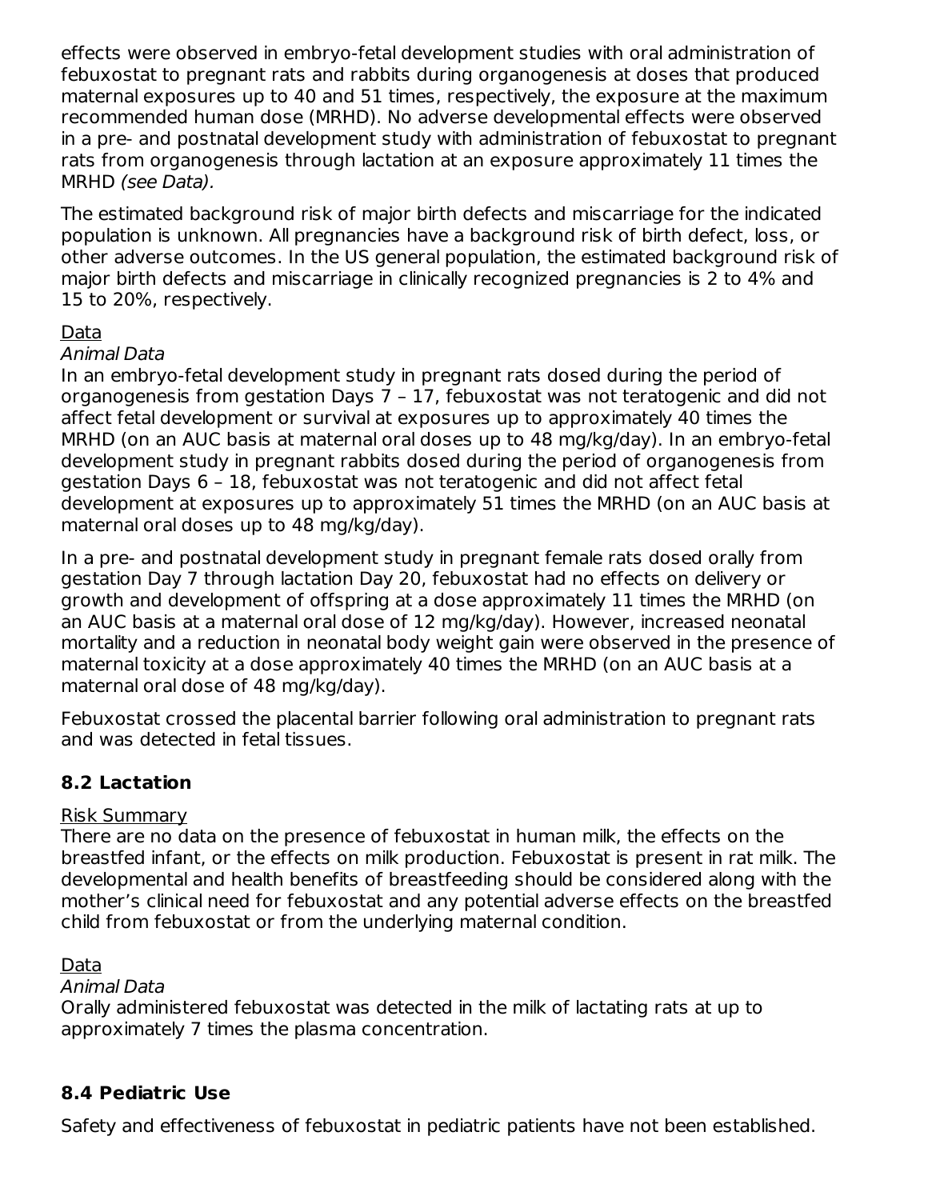effects were observed in embryo-fetal development studies with oral administration of febuxostat to pregnant rats and rabbits during organogenesis at doses that produced maternal exposures up to 40 and 51 times, respectively, the exposure at the maximum recommended human dose (MRHD). No adverse developmental effects were observed in a pre- and postnatal development study with administration of febuxostat to pregnant rats from organogenesis through lactation at an exposure approximately 11 times the MRHD *(see Data)*.

The estimated background risk of major birth defects and miscarriage for the indicated population is unknown. All pregnancies have a background risk of birth defect, loss, or other adverse outcomes. In the US general population, the estimated background risk of major birth defects and miscarriage in clinically recognized pregnancies is 2 to 4% and 15 to 20%, respectively.

Data

*Animal Data*

In an embryo-fetal development study in pregnant rats dosed during the period of organogenesis from gestation Days 7 – 17, febuxostat was not teratogenic and did not affect fetal development or survival at exposures up to approximately 40 times the MRHD (on an AUC basis at maternal oral doses up to 48 mg/kg/day). In an embryo-fetal development study in pregnant rabbits dosed during the period of organogenesis from gestation Days 6 – 18, febuxostat was not teratogenic and did not affect fetal development at exposures up to approximately 51 times the MRHD (on an AUC basis at maternal oral doses up to 48 mg/kg/day).

In a pre- and postnatal development study in pregnant female rats dosed orally from gestation Day 7 through lactation Day 20, febuxostat had no effects on delivery or growth and development of offspring at a dose approximately 11 times the MRHD (on an AUC basis at a maternal oral dose of 12 mg/kg/day). However, increased neonatal mortality and a reduction in neonatal body weight gain were observed in the presence of maternal toxicity at a dose approximately 40 times the MRHD (on an AUC basis at a maternal oral dose of 48 mg/kg/day).

Febuxostat crossed the placental barrier following oral administration to pregnant rats and was detected in fetal tissues.

## 8.2 Lactation

Risk Summary

There are no data on the presence of febuxostat in human milk, the effects on the breastfed infant, or the effects on milk production. Febuxostat is present in rat milk. The developmental and health benefits of breastfeeding should be considered along with the mother's clinical need for febuxostat and any potential adverse effects on the breastfed child from febuxostat or from the underlying maternal condition.

Data

*Animal Data*

Orally administered febuxostat was detected in the milk of lactating rats at up to approximately 7 times the plasma concentration.

## 8.4 Pediatric Use

Safety and effectiveness of febuxostat in pediatric patients have not been established.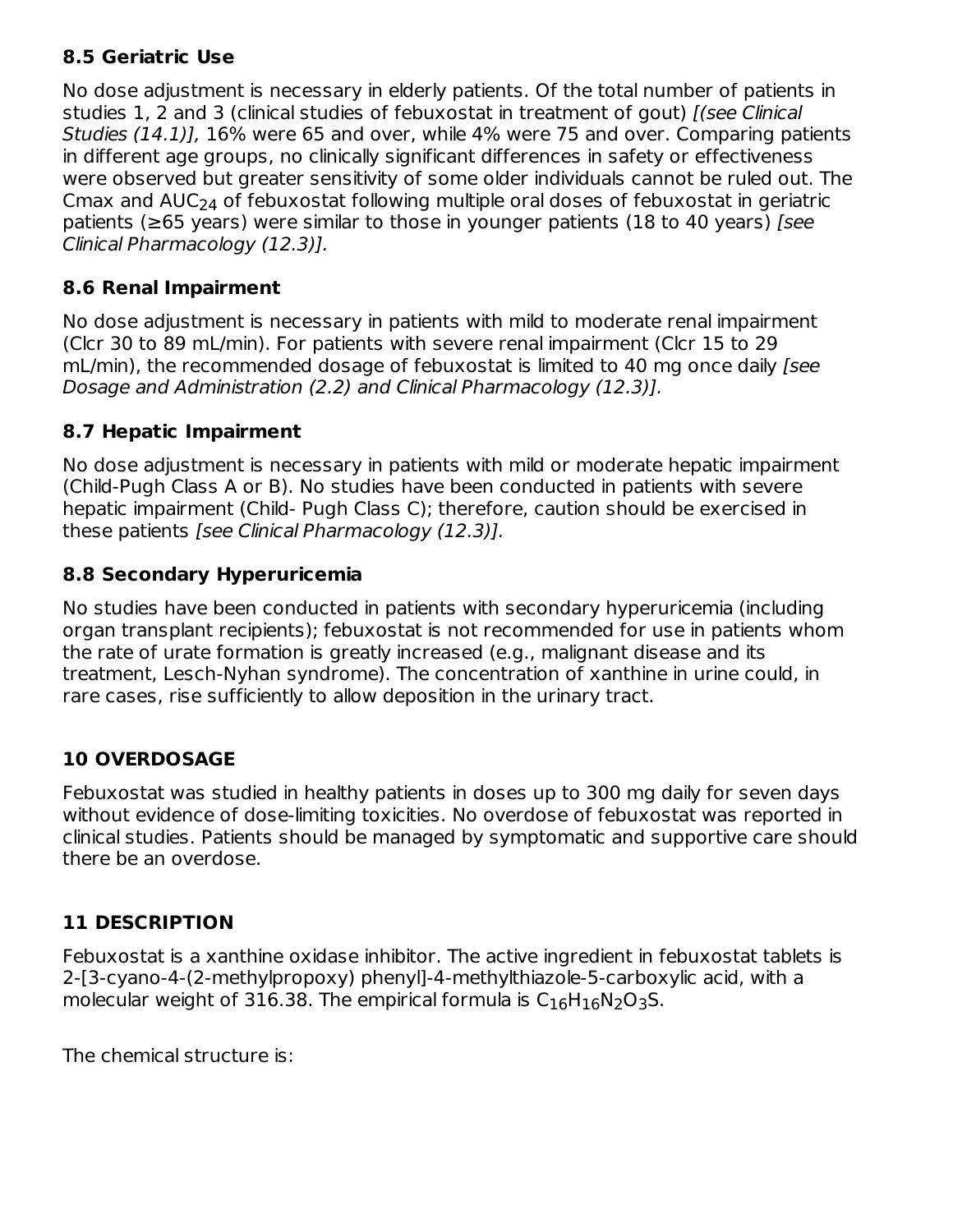### 8.5 Geriatric Use

No dose adjustment is necessary in elderly patients. Of the total number of patients in studies 1, 2 and 3 (clinical studies of febuxostat in treatment of gout) *[(see Clinical Studies (14.1)]*, 16% were 65 and over, while 4% were 75 and over. Comparing patients in different age groups, no clinically significant differences in safety or effectiveness were observed but greater sensitivity of some older individuals cannot be ruled out. The Cmax and $AUC_{24}$ of febuxostat following multiple oral doses of febuxostat in geriatric patients (≥65 years) were similar to those in younger patients (18 to 40 years) *[see Clinical Pharmacology (12.3)]*.

### 8.6 Renal Impairment

No dose adjustment is necessary in patients with mild to moderate renal impairment (Clcr 30 to 89 mL/min). For patients with severe renal impairment (Clcr 15 to 29 mL/min), the recommended dosage of febuxostat is limited to 40 mg once daily *[see Dosage and Administration (2.2) and Clinical Pharmacology (12.3)]*.

### 8.7 Hepatic Impairment

No dose adjustment is necessary in patients with mild or moderate hepatic impairment (Child-Pugh Class A or B). No studies have been conducted in patients with severe hepatic impairment (Child- Pugh Class C); therefore, caution should be exercised in these patients *[see Clinical Pharmacology (12.3)]*.

### 8.8 Secondary Hyperuricemia

No studies have been conducted in patients with secondary hyperuricemia (including organ transplant recipients); febuxostat is not recommended for use in patients whom the rate of urate formation is greatly increased (e.g., malignant disease and its treatment, Lesch-Nyhan syndrome). The concentration of xanthine in urine could, in rare cases, rise sufficiently to allow deposition in the urinary tract.

## 10 OVERDOSAGE

Febuxostat was studied in healthy patients in doses up to 300 mg daily for seven days without evidence of dose-limiting toxicities. No overdose of febuxostat was reported in clinical studies. Patients should be managed by symptomatic and supportive care should there be an overdose.

## 11 DESCRIPTION

Febuxostat is a xanthine oxidase inhibitor. The active ingredient in febuxostat tablets is 2-[3-cyano-4-(2-methylpropoxy) phenyl]-4-methylthiazole-5-carboxylic acid, with a molecular weight of 316.38. The empirical formula is $C_{16}H_{16}N_2O_3S$.

The chemical structure is: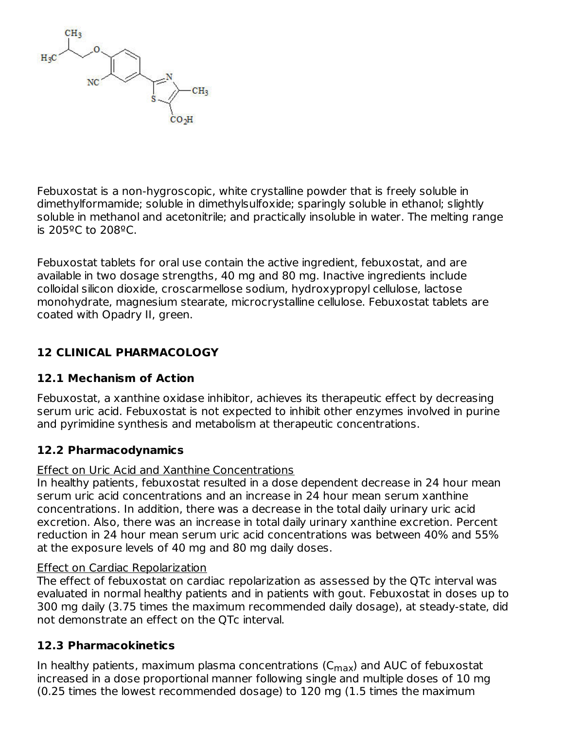Febuxostat is a non-hygroscopic, white crystalline powder that is freely soluble in dimethylformamide; soluble in dimethylsulfoxide; sparingly soluble in ethanol; slightly soluble in methanol and acetonitrile; and practically insoluble in water. The melting range is 205ºC to 208ºC.

Febuxostat tablets for oral use contain the active ingredient, febuxostat, and are available in two dosage strengths, 40 mg and 80 mg. Inactive ingredients include colloidal silicon dioxide, croscarmellose sodium, hydroxypropyl cellulose, lactose monohydrate, magnesium stearate, microcrystalline cellulose. Febuxostat tablets are coated with Opadry II, green.

## 12 CLINICAL PHARMACOLOGY

### 12.1 Mechanism of Action

Febuxostat, a xanthine oxidase inhibitor, achieves its therapeutic effect by decreasing serum uric acid. Febuxostat is not expected to inhibit other enzymes involved in purine and pyrimidine synthesis and metabolism at therapeutic concentrations.

### 12.2 Pharmacodynamics

Effect on Uric Acid and Xanthine Concentrations

In healthy patients, febuxostat resulted in a dose dependent decrease in 24 hour mean serum uric acid concentrations and an increase in 24 hour mean serum xanthine concentrations. In addition, there was a decrease in the total daily urinary uric acid excretion. Also, there was an increase in total daily urinary xanthine excretion. Percent reduction in 24 hour mean serum uric acid concentrations was between 40% and 55% at the exposure levels of 40 mg and 80 mg daily doses.

Effect on Cardiac Repolarization

The effect of febuxostat on cardiac repolarization as assessed by the QTc interval was evaluated in normal healthy patients and in patients with gout. Febuxostat in doses up to 300 mg daily (3.75 times the maximum recommended daily dosage), at steady-state, did not demonstrate an effect on the QTc interval.

### 12.3 Pharmacokinetics

In healthy patients, maximum plasma concentrations ($C_{max}$) and AUC of febuxostat increased in a dose proportional manner following single and multiple doses of 10 mg (0.25 times the lowest recommended dosage) to 120 mg (1.5 times the maximum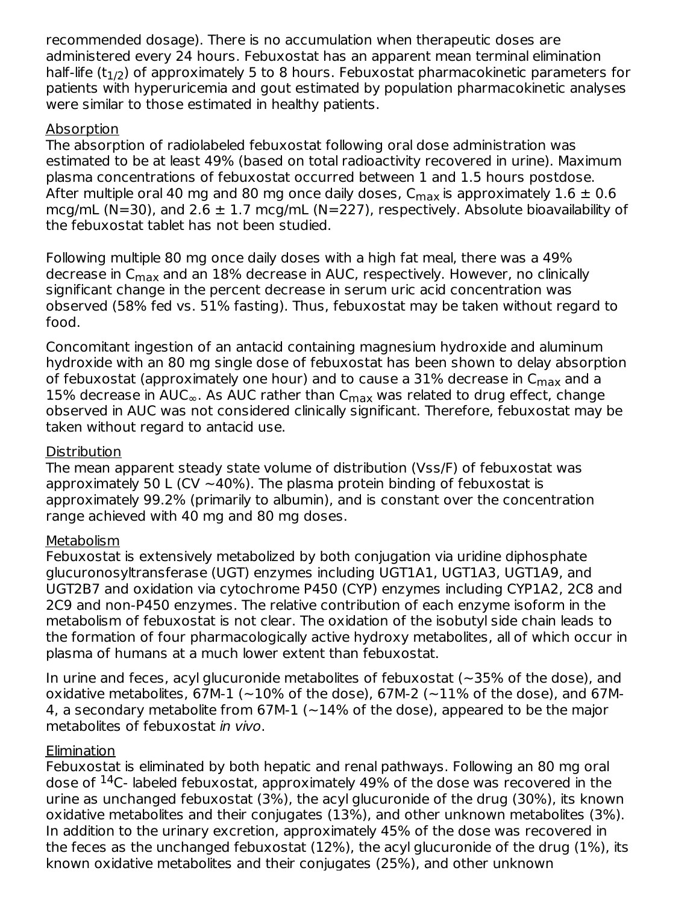recommended dosage). There is no accumulation when therapeutic doses are administered every 24 hours. Febuxostat has an apparent mean terminal elimination half-life ($t_{1/2}$) of approximately 5 to 8 hours. Febuxostat pharmacokinetic parameters for patients with hyperuricemia and gout estimated by population pharmacokinetic analyses were similar to those estimated in healthy patients.

Absorption

The absorption of radiolabeled febuxostat following oral dose administration was estimated to be at least 49% (based on total radioactivity recovered in urine). Maximum plasma concentrations of febuxostat occurred between 1 and 1.5 hours postdose. After multiple oral 40 mg and 80 mg once daily doses, $C_{max}$ is approximately 1.6 ± 0.6 mcg/mL (N=30), and 2.6 ± 1.7 mcg/mL (N=227), respectively. Absolute bioavailability of the febuxostat tablet has not been studied.

Following multiple 80 mg once daily doses with a high fat meal, there was a 49% decrease in $C_{max}$ and an 18% decrease in AUC, respectively. However, no clinically significant change in the percent decrease in serum uric acid concentration was observed (58% fed vs. 51% fasting). Thus, febuxostat may be taken without regard to food.

Concomitant ingestion of an antacid containing magnesium hydroxide and aluminum hydroxide with an 80 mg single dose of febuxostat has been shown to delay absorption of febuxostat (approximately one hour) and to cause a 31% decrease in $C_{max}$ and a 15% decrease in $AUC_{\infty}$. As AUC rather than $C_{max}$ was related to drug effect, change observed in AUC was not considered clinically significant. Therefore, febuxostat may be taken without regard to antacid use.

Distribution

The mean apparent steady state volume of distribution (Vss/F) of febuxostat was approximately 50 L (CV ~40%). The plasma protein binding of febuxostat is approximately 99.2% (primarily to albumin), and is constant over the concentration range achieved with 40 mg and 80 mg doses.

Metabolism

Febuxostat is extensively metabolized by both conjugation via uridine diphosphate glucuronosyltransferase (UGT) enzymes including UGT1A1, UGT1A3, UGT1A9, and UGT2B7 and oxidation via cytochrome P450 (CYP) enzymes including CYP1A2, 2C8 and 2C9 and non-P450 enzymes. The relative contribution of each enzyme isoform in the metabolism of febuxostat is not clear. The oxidation of the isobutyl side chain leads to the formation of four pharmacologically active hydroxy metabolites, all of which occur in plasma of humans at a much lower extent than febuxostat.

In urine and feces, acyl glucuronide metabolites of febuxostat (~35% of the dose), and oxidative metabolites, 67M-1 (~10% of the dose), 67M-2 (~11% of the dose), and 67M-4, a secondary metabolite from 67M-1 (~14% of the dose), appeared to be the major metabolites of febuxostat *in vivo*.

Elimination

Febuxostat is eliminated by both hepatic and renal pathways. Following an 80 mg oral dose of $^{14}C$- labeled febuxostat, approximately 49% of the dose was recovered in the urine as unchanged febuxostat (3%), the acyl glucuronide of the drug (30%), its known oxidative metabolites and their conjugates (13%), and other unknown metabolites (3%). In addition to the urinary excretion, approximately 45% of the dose was recovered in the feces as the unchanged febuxostat (12%), the acyl glucuronide of the drug (1%), its known oxidative metabolites and their conjugates (25%), and other unknown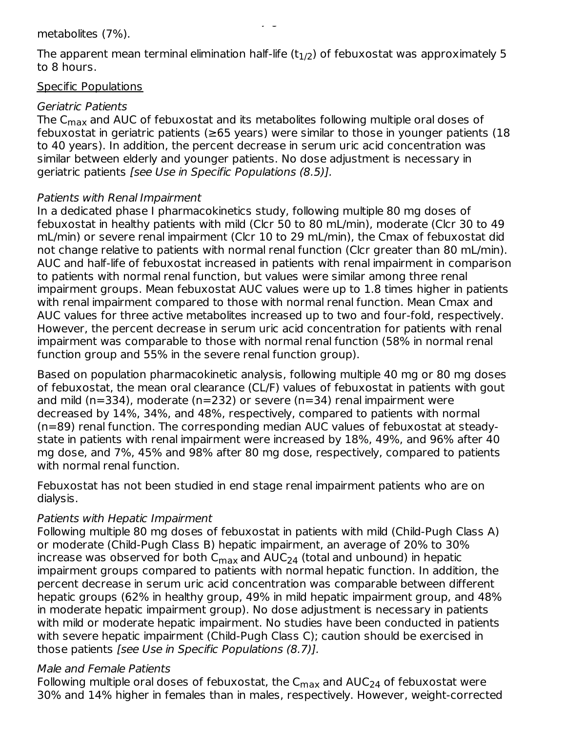metabolites (7%).

The apparent mean terminal elimination half-life ($t_{1/2}$) of febuxostat was approximately 5 to 8 hours.

Specific Populations

*Geriatric Patients*
The $C_{max}$ and AUC of febuxostat and its metabolites following multiple oral doses of febuxostat in geriatric patients (≥65 years) were similar to those in younger patients (18 to 40 years). In addition, the percent decrease in serum uric acid concentration was similar between elderly and younger patients. No dose adjustment is necessary in geriatric patients *[see Use in Specific Populations (8.5)].*

*Patients with Renal Impairment*
In a dedicated phase I pharmacokinetics study, following multiple 80 mg doses of febuxostat in healthy patients with mild (Clcr 50 to 80 mL/min), moderate (Clcr 30 to 49 mL/min) or severe renal impairment (Clcr 10 to 29 mL/min), the Cmax of febuxostat did not change relative to patients with normal renal function (Clcr greater than 80 mL/min). AUC and half-life of febuxostat increased in patients with renal impairment in comparison to patients with normal renal function, but values were similar among three renal impairment groups. Mean febuxostat AUC values were up to 1.8 times higher in patients with renal impairment compared to those with normal renal function. Mean Cmax and AUC values for three active metabolites increased up to two and four-fold, respectively. However, the percent decrease in serum uric acid concentration for patients with renal impairment was comparable to those with normal renal function (58% in normal renal function group and 55% in the severe renal function group).

Based on population pharmacokinetic analysis, following multiple 40 mg or 80 mg doses of febuxostat, the mean oral clearance (CL/F) values of febuxostat in patients with gout and mild (n=334), moderate (n=232) or severe (n=34) renal impairment were decreased by 14%, 34%, and 48%, respectively, compared to patients with normal (n=89) renal function. The corresponding median AUC values of febuxostat at steady-state in patients with renal impairment were increased by 18%, 49%, and 96% after 40 mg dose, and 7%, 45% and 98% after 80 mg dose, respectively, compared to patients with normal renal function.

Febuxostat has not been studied in end stage renal impairment patients who are on dialysis.

*Patients with Hepatic Impairment*
Following multiple 80 mg doses of febuxostat in patients with mild (Child-Pugh Class A) or moderate (Child-Pugh Class B) hepatic impairment, an average of 20% to 30% increase was observed for both $C_{max}$ and $AUC_{24}$ (total and unbound) in hepatic impairment groups compared to patients with normal hepatic function. In addition, the percent decrease in serum uric acid concentration was comparable between different hepatic groups (62% in healthy group, 49% in mild hepatic impairment group, and 48% in moderate hepatic impairment group). No dose adjustment is necessary in patients with mild or moderate hepatic impairment. No studies have been conducted in patients with severe hepatic impairment (Child-Pugh Class C); caution should be exercised in those patients *[see Use in Specific Populations (8.7)].*

*Male and Female Patients*
Following multiple oral doses of febuxostat, the $C_{max}$ and $AUC_{24}$ of febuxostat were 30% and 14% higher in females than in males, respectively. However, weight-corrected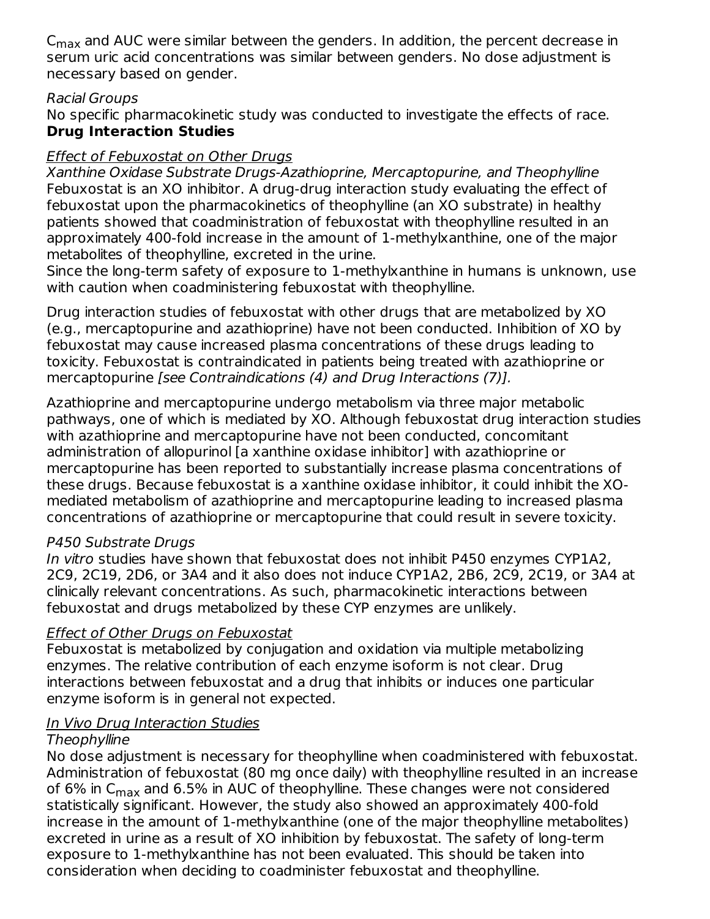$C_{max}$ and AUC were similar between the genders. In addition, the percent decrease in serum uric acid concentrations was similar between genders. No dose adjustment is necessary based on gender.

*Racial Groups*

No specific pharmacokinetic study was conducted to investigate the effects of race.

**Drug Interaction Studies**

*Effect of Febuxostat on Other Drugs*

*Xanthine Oxidase Substrate Drugs-Azathioprine, Mercaptopurine, and Theophylline*

Febuxostat is an XO inhibitor. A drug-drug interaction study evaluating the effect of febuxostat upon the pharmacokinetics of theophylline (an XO substrate) in healthy patients showed that coadministration of febuxostat with theophylline resulted in an approximately 400-fold increase in the amount of 1-methylxanthine, one of the major metabolites of theophylline, excreted in the urine.

Since the long-term safety of exposure to 1-methylxanthine in humans is unknown, use with caution when coadministering febuxostat with theophylline.

Drug interaction studies of febuxostat with other drugs that are metabolized by XO (e.g., mercaptopurine and azathioprine) have not been conducted. Inhibition of XO by febuxostat may cause increased plasma concentrations of these drugs leading to toxicity. Febuxostat is contraindicated in patients being treated with azathioprine or mercaptopurine *[see Contraindications (4) and Drug Interactions (7)].*

Azathioprine and mercaptopurine undergo metabolism via three major metabolic pathways, one of which is mediated by XO. Although febuxostat drug interaction studies with azathioprine and mercaptopurine have not been conducted, concomitant administration of allopurinol [a xanthine oxidase inhibitor] with azathioprine or mercaptopurine has been reported to substantially increase plasma concentrations of these drugs. Because febuxostat is a xanthine oxidase inhibitor, it could inhibit the XO-mediated metabolism of azathioprine and mercaptopurine leading to increased plasma concentrations of azathioprine or mercaptopurine that could result in severe toxicity.

*P450 Substrate Drugs*

*In vitro* studies have shown that febuxostat does not inhibit P450 enzymes CYP1A2, 2C9, 2C19, 2D6, or 3A4 and it also does not induce CYP1A2, 2B6, 2C9, 2C19, or 3A4 at clinically relevant concentrations. As such, pharmacokinetic interactions between febuxostat and drugs metabolized by these CYP enzymes are unlikely.

*Effect of Other Drugs on Febuxostat*

Febuxostat is metabolized by conjugation and oxidation via multiple metabolizing enzymes. The relative contribution of each enzyme isoform is not clear. Drug interactions between febuxostat and a drug that inhibits or induces one particular enzyme isoform is in general not expected.

*In Vivo Drug Interaction Studies*

*Theophylline*

No dose adjustment is necessary for theophylline when coadministered with febuxostat. Administration of febuxostat (80 mg once daily) with theophylline resulted in an increase of 6% in $C_{max}$ and 6.5% in AUC of theophylline. These changes were not considered statistically significant. However, the study also showed an approximately 400-fold increase in the amount of 1-methylxanthine (one of the major theophylline metabolites) excreted in urine as a result of XO inhibition by febuxostat. The safety of long-term exposure to 1-methylxanthine has not been evaluated. This should be taken into consideration when deciding to coadminister febuxostat and theophylline.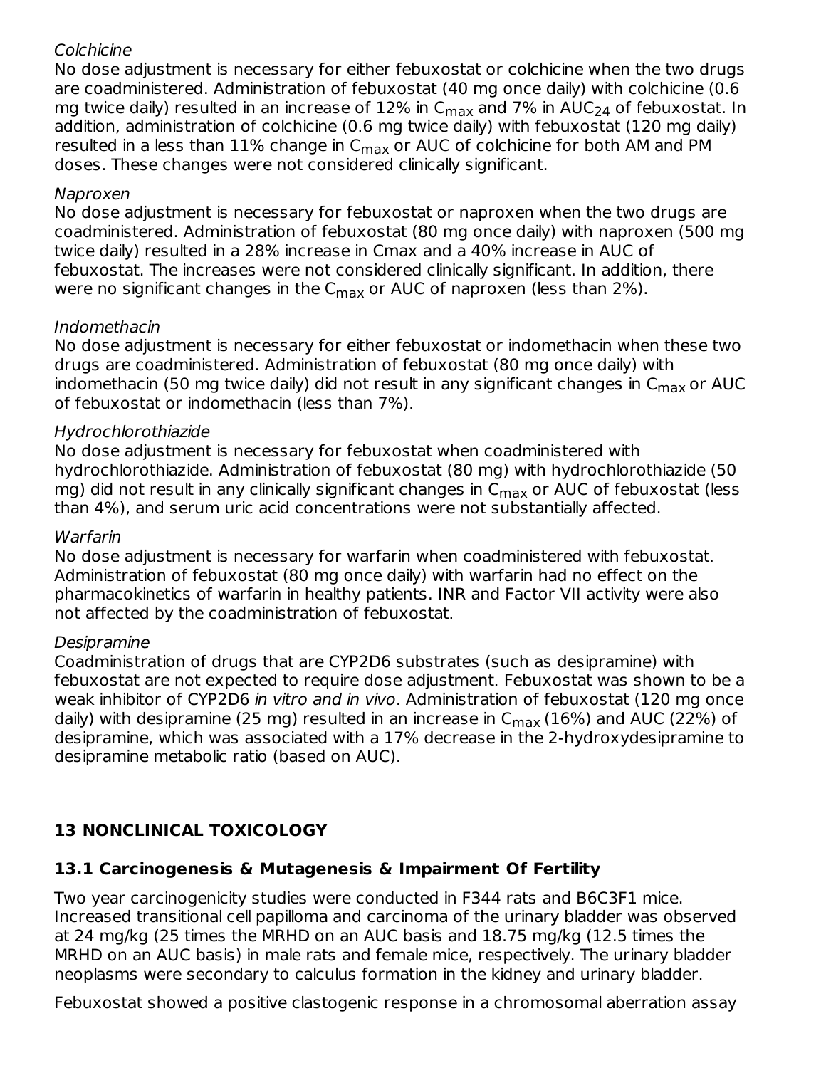*Colchicine*

No dose adjustment is necessary for either febuxostat or colchicine when the two drugs are coadministered. Administration of febuxostat (40 mg once daily) with colchicine (0.6 mg twice daily) resulted in an increase of 12% in $C_{max}$ and 7% in $AUC_{24}$ of febuxostat. In addition, administration of colchicine (0.6 mg twice daily) with febuxostat (120 mg daily) resulted in a less than 11% change in $C_{max}$ or AUC of colchicine for both AM and PM doses. These changes were not considered clinically significant.

*Naproxen*

No dose adjustment is necessary for febuxostat or naproxen when the two drugs are coadministered. Administration of febuxostat (80 mg once daily) with naproxen (500 mg twice daily) resulted in a 28% increase in Cmax and a 40% increase in AUC of febuxostat. The increases were not considered clinically significant. In addition, there were no significant changes in the $C_{max}$ or AUC of naproxen (less than 2%).

*Indomethacin*

No dose adjustment is necessary for either febuxostat or indomethacin when these two drugs are coadministered. Administration of febuxostat (80 mg once daily) with indomethacin (50 mg twice daily) did not result in any significant changes in $C_{max}$ or AUC of febuxostat or indomethacin (less than 7%).

*Hydrochlorothiazide*

No dose adjustment is necessary for febuxostat when coadministered with hydrochlorothiazide. Administration of febuxostat (80 mg) with hydrochlorothiazide (50 mg) did not result in any clinically significant changes in $C_{max}$ or AUC of febuxostat (less than 4%), and serum uric acid concentrations were not substantially affected.

*Warfarin*

No dose adjustment is necessary for warfarin when coadministered with febuxostat. Administration of febuxostat (80 mg once daily) with warfarin had no effect on the pharmacokinetics of warfarin in healthy patients. INR and Factor VII activity were also not affected by the coadministration of febuxostat.

*Desipramine*

Coadministration of drugs that are CYP2D6 substrates (such as desipramine) with febuxostat are not expected to require dose adjustment. Febuxostat was shown to be a weak inhibitor of CYP2D6 *in vitro and in vivo*. Administration of febuxostat (120 mg once daily) with desipramine (25 mg) resulted in an increase in $C_{max}$ (16%) and AUC (22%) of desipramine, which was associated with a 17% decrease in the 2-hydroxydesipramine to desipramine metabolic ratio (based on AUC).

## 13 NONCLINICAL TOXICOLOGY

### 13.1 Carcinogenesis & Mutagenesis & Impairment Of Fertility

Two year carcinogenicity studies were conducted in F344 rats and B6C3F1 mice. Increased transitional cell papilloma and carcinoma of the urinary bladder was observed at 24 mg/kg (25 times the MRHD on an AUC basis and 18.75 mg/kg (12.5 times the MRHD on an AUC basis) in male rats and female mice, respectively. The urinary bladder neoplasms were secondary to calculus formation in the kidney and urinary bladder.

Febuxostat showed a positive clastogenic response in a chromosomal aberration assay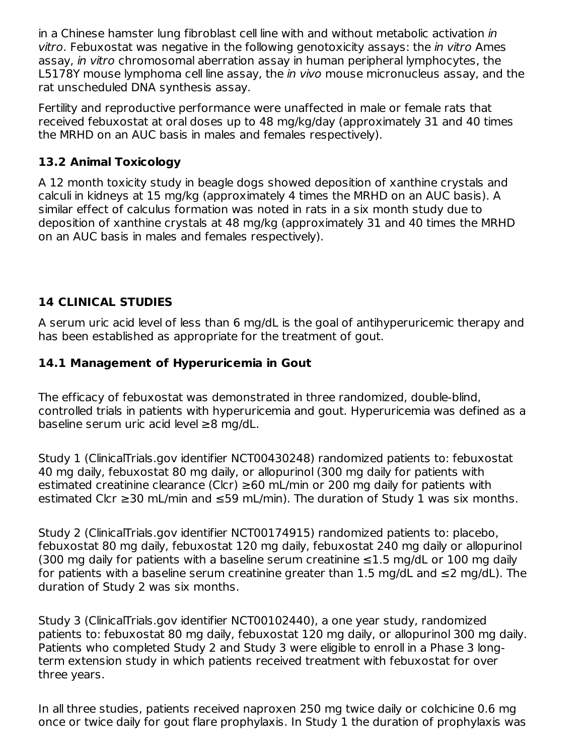in a Chinese hamster lung fibroblast cell line with and without metabolic activation *in vitro*. Febuxostat was negative in the following genotoxicity assays: the *in vitro* Ames assay, *in vitro* chromosomal aberration assay in human peripheral lymphocytes, the L5178Y mouse lymphoma cell line assay, the *in vivo* mouse micronucleus assay, and the rat unscheduled DNA synthesis assay.

Fertility and reproductive performance were unaffected in male or female rats that received febuxostat at oral doses up to 48 mg/kg/day (approximately 31 and 40 times the MRHD on an AUC basis in males and females respectively).

### 13.2 Animal Toxicology

A 12 month toxicity study in beagle dogs showed deposition of xanthine crystals and calculi in kidneys at 15 mg/kg (approximately 4 times the MRHD on an AUC basis). A similar effect of calculus formation was noted in rats in a six month study due to deposition of xanthine crystals at 48 mg/kg (approximately 31 and 40 times the MRHD on an AUC basis in males and females respectively).

## 14 CLINICAL STUDIES

A serum uric acid level of less than 6 mg/dL is the goal of antihyperuricemic therapy and has been established as appropriate for the treatment of gout.

### 14.1 Management of Hyperuricemia in Gout

The efficacy of febuxostat was demonstrated in three randomized, double-blind, controlled trials in patients with hyperuricemia and gout. Hyperuricemia was defined as a baseline serum uric acid level ≥8 mg/dL.

Study 1 (ClinicalTrials.gov identifier NCT00430248) randomized patients to: febuxostat 40 mg daily, febuxostat 80 mg daily, or allopurinol (300 mg daily for patients with estimated creatinine clearance (Clcr) ≥60 mL/min or 200 mg daily for patients with estimated Clcr ≥30 mL/min and ≤59 mL/min). The duration of Study 1 was six months.

Study 2 (ClinicalTrials.gov identifier NCT00174915) randomized patients to: placebo, febuxostat 80 mg daily, febuxostat 120 mg daily, febuxostat 240 mg daily or allopurinol (300 mg daily for patients with a baseline serum creatinine ≤1.5 mg/dL or 100 mg daily for patients with a baseline serum creatinine greater than 1.5 mg/dL and ≤2 mg/dL). The duration of Study 2 was six months.

Study 3 (ClinicalTrials.gov identifier NCT00102440), a one year study, randomized patients to: febuxostat 80 mg daily, febuxostat 120 mg daily, or allopurinol 300 mg daily. Patients who completed Study 2 and Study 3 were eligible to enroll in a Phase 3 long-term extension study in which patients received treatment with febuxostat for over three years.

In all three studies, patients received naproxen 250 mg twice daily or colchicine 0.6 mg once or twice daily for gout flare prophylaxis. In Study 1 the duration of prophylaxis was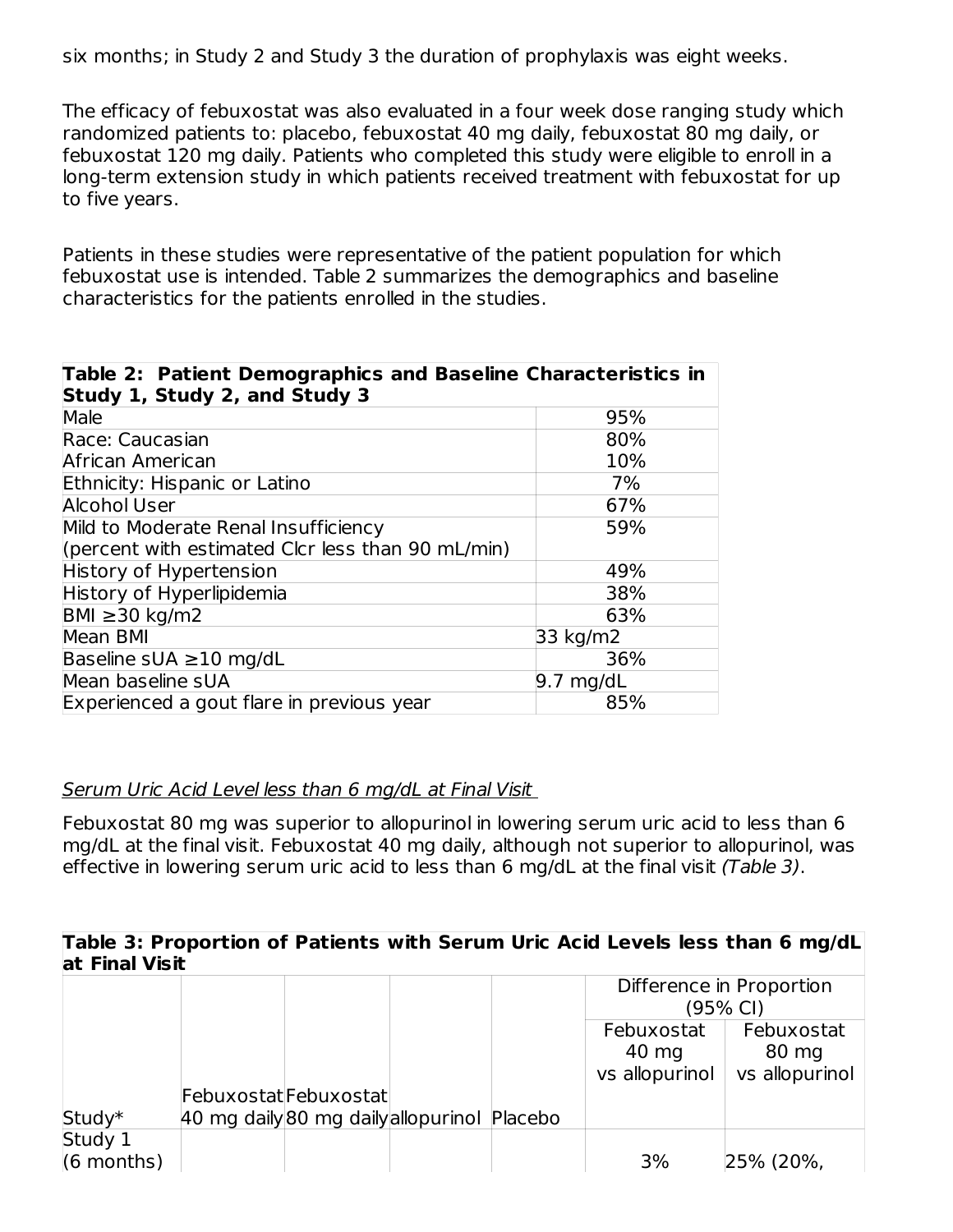six months; in Study 2 and Study 3 the duration of prophylaxis was eight weeks.

The efficacy of febuxostat was also evaluated in a four week dose ranging study which randomized patients to: placebo, febuxostat 40 mg daily, febuxostat 80 mg daily, or febuxostat 120 mg daily. Patients who completed this study were eligible to enroll in a long-term extension study in which patients received treatment with febuxostat for up to five years.

Patients in these studies were representative of the patient population for which febuxostat use is intended. Table 2 summarizes the demographics and baseline characteristics for the patients enrolled in the studies.

**Table 2: Patient Demographics and Baseline Characteristics in Study 1, Study 2, and Study 3**

| | |
|---|---|
| Male | 95% |
| Race: Caucasian | 80% |
| African American | 10% |
| Ethnicity: Hispanic or Latino | 7% |
| Alcohol User | 67% |
| Mild to Moderate Renal Insufficiency (percent with estimated Clcr less than 90 mL/min) | 59% |
| History of Hypertension | 49% |
| History of Hyperlipidemia | 38% |
| BMI ≥30 kg/m2 | 63% |
| Mean BMI | 33 kg/m2 |
| Baseline sUA ≥10 mg/dL | 36% |
| Mean baseline sUA | 9.7 mg/dL |
| Experienced a gout flare in previous year | 85% |

<u>Serum Uric Acid Level less than 6 mg/dL at Final Visit</u>

Febuxostat 80 mg was superior to allopurinol in lowering serum uric acid to less than 6 mg/dL at the final visit. Febuxostat 40 mg daily, although not superior to allopurinol, was effective in lowering serum uric acid to less than 6 mg/dL at the final visit *(Table 3)*.

**Table 3: Proportion of Patients with Serum Uric Acid Levels less than 6 mg/dL at Final Visit**

| Study* | Febuxostat 40 mg daily | Febuxostat 80 mg daily | allopurinol | Placebo | Difference in Proportion (95% CI) | |
|---|---|---|---|---|---|---|
| | | | | | Febuxostat 40 mg vs allopurinol | Febuxostat 80 mg vs allopurinol |
| Study 1 (6 months) | | | | | 3% | 25% (20%, |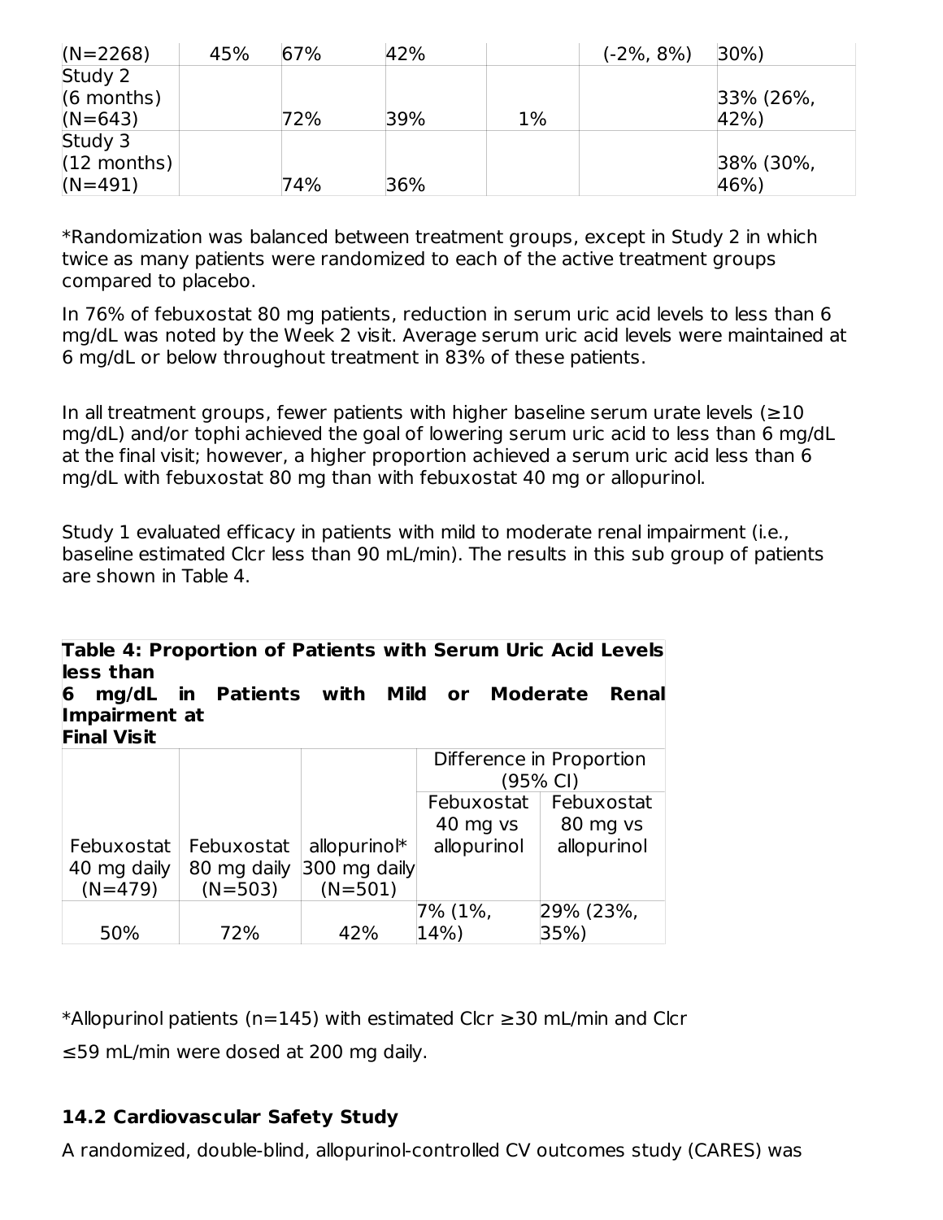| (N=2268) | 45% | 67% | 42% | | (-2%, 8%) | 30%) |
|---|---|---|---|---|---|---|
| Study 2 (6 months) (N=643) | | 72% | 39% | 1% | | 33% (26%, 42%) |
| Study 3 (12 months) (N=491) | | 74% | 36% | | | 38% (30%, 46%) |

*Randomization was balanced between treatment groups, except in Study 2 in which twice as many patients were randomized to each of the active treatment groups compared to placebo.

In 76% of febuxostat 80 mg patients, reduction in serum uric acid levels to less than 6 mg/dL was noted by the Week 2 visit. Average serum uric acid levels were maintained at 6 mg/dL or below throughout treatment in 83% of these patients.

In all treatment groups, fewer patients with higher baseline serum urate levels (≥10 mg/dL) and/or tophi achieved the goal of lowering serum uric acid to less than 6 mg/dL at the final visit; however, a higher proportion achieved a serum uric acid less than 6 mg/dL with febuxostat 80 mg than with febuxostat 40 mg or allopurinol.

Study 1 evaluated efficacy in patients with mild to moderate renal impairment (i.e., baseline estimated Clcr less than 90 mL/min). The results in this sub group of patients are shown in Table 4.

**Table 4: Proportion of Patients with Serum Uric Acid Levels less than 6 mg/dL in Patients with Mild or Moderate Renal Impairment at Final Visit**

| | | | Difference in Proportion (95% CI) | |
|---|---|---|---|---|
| Febuxostat 40 mg daily (N=479) | Febuxostat 80 mg daily (N=503) | allopurinol* 300 mg daily (N=501) | Febuxostat 40 mg vs allopurinol | Febuxostat 80 mg vs allopurinol |
| 50% | 72% | 42% | 7% (1%, 14%) | 29% (23%, 35%) |

*Allopurinol patients (n=145) with estimated Clcr ≥30 mL/min and Clcr ≤59 mL/min were dosed at 200 mg daily.

### 14.2 Cardiovascular Safety Study

A randomized, double-blind, allopurinol-controlled CV outcomes study (CARES) was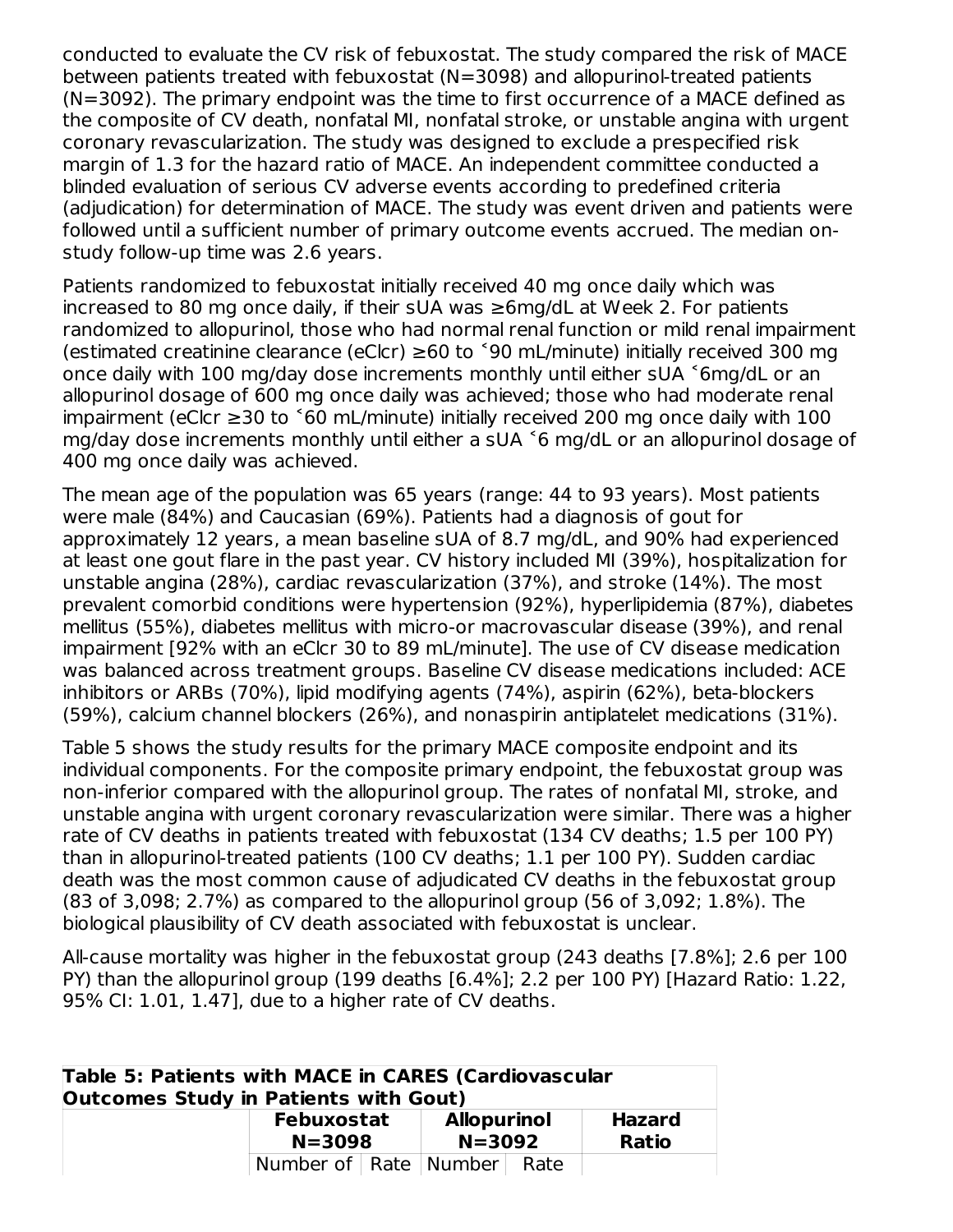conducted to evaluate the CV risk of febuxostat. The study compared the risk of MACE between patients treated with febuxostat (N=3098) and allopurinol-treated patients (N=3092). The primary endpoint was the time to first occurrence of a MACE defined as the composite of CV death, nonfatal MI, nonfatal stroke, or unstable angina with urgent coronary revascularization. The study was designed to exclude a prespecified risk margin of 1.3 for the hazard ratio of MACE. An independent committee conducted a blinded evaluation of serious CV adverse events according to predefined criteria (adjudication) for determination of MACE. The study was event driven and patients were followed until a sufficient number of primary outcome events accrued. The median on-study follow-up time was 2.6 years.

Patients randomized to febuxostat initially received 40 mg once daily which was increased to 80 mg once daily, if their sUA was ≥6mg/dL at Week 2. For patients randomized to allopurinol, those who had normal renal function or mild renal impairment (estimated creatinine clearance (eClcr) ≥60 to ˂90 mL/minute) initially received 300 mg once daily with 100 mg/day dose increments monthly until either sUA ˂6mg/dL or an allopurinol dosage of 600 mg once daily was achieved; those who had moderate renal impairment (eClcr ≥30 to ˂60 mL/minute) initially received 200 mg once daily with 100 mg/day dose increments monthly until either a sUA ˂6 mg/dL or an allopurinol dosage of 400 mg once daily was achieved.

The mean age of the population was 65 years (range: 44 to 93 years). Most patients were male (84%) and Caucasian (69%). Patients had a diagnosis of gout for approximately 12 years, a mean baseline sUA of 8.7 mg/dL, and 90% had experienced at least one gout flare in the past year. CV history included MI (39%), hospitalization for unstable angina (28%), cardiac revascularization (37%), and stroke (14%). The most prevalent comorbid conditions were hypertension (92%), hyperlipidemia (87%), diabetes mellitus (55%), diabetes mellitus with micro-or macrovascular disease (39%), and renal impairment [92% with an eClcr 30 to 89 mL/minute]. The use of CV disease medication was balanced across treatment groups. Baseline CV disease medications included: ACE inhibitors or ARBs (70%), lipid modifying agents (74%), aspirin (62%), beta-blockers (59%), calcium channel blockers (26%), and nonaspirin antiplatelet medications (31%).

Table 5 shows the study results for the primary MACE composite endpoint and its individual components. For the composite primary endpoint, the febuxostat group was non-inferior compared with the allopurinol group. The rates of nonfatal MI, stroke, and unstable angina with urgent coronary revascularization were similar. There was a higher rate of CV deaths in patients treated with febuxostat (134 CV deaths; 1.5 per 100 PY) than in allopurinol-treated patients (100 CV deaths; 1.1 per 100 PY). Sudden cardiac death was the most common cause of adjudicated CV deaths in the febuxostat group (83 of 3,098; 2.7%) as compared to the allopurinol group (56 of 3,092; 1.8%). The biological plausibility of CV death associated with febuxostat is unclear.

All-cause mortality was higher in the febuxostat group (243 deaths [7.8%]; 2.6 per 100 PY) than the allopurinol group (199 deaths [6.4%]; 2.2 per 100 PY) [Hazard Ratio: 1.22, 95% CI: 1.01, 1.47], due to a higher rate of CV deaths.

**Table 5: Patients with MACE in CARES (Cardiovascular Outcomes Study in Patients with Gout)**

| | **Febuxostat N=3098** | | **Allopurinol N=3092** | | **Hazard Ratio** |
|---|---|---|---|---|---|
| | Number of | Rate | Number | Rate | |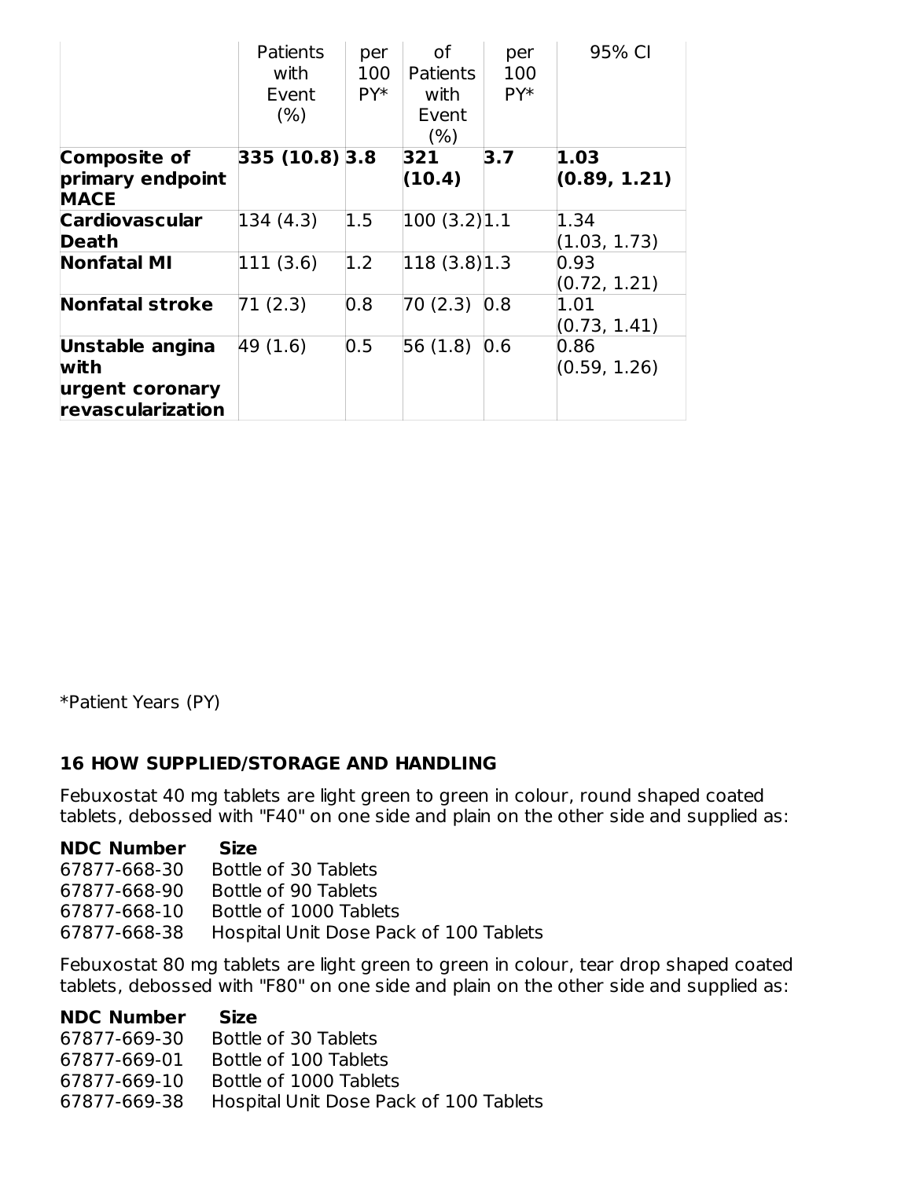| | Patients with Event (%) | per 100 PY* | of Patients with Event (%) | per 100 PY* | 95% CI |
|---|---|---|---|---|---|
| **Composite of primary endpoint MACE** | **335 (10.8)** | **3.8** | **321 (10.4)** | **3.7** | **1.03 (0.89, 1.21)** |
| **Cardiovascular Death** | 134 (4.3) | 1.5 | 100 (3.2) | 1.1 | 1.34 (1.03, 1.73) |
| **Nonfatal MI** | 111 (3.6) | 1.2 | 118 (3.8) | 1.3 | 0.93 (0.72, 1.21) |
| **Nonfatal stroke** | 71 (2.3) | 0.8 | 70 (2.3) | 0.8 | 1.01 (0.73, 1.41) |
| **Unstable angina with urgent coronary revascularization** | 49 (1.6) | 0.5 | 56 (1.8) | 0.6 | 0.86 (0.59, 1.26) |

*Patient Years (PY)

## 16 HOW SUPPLIED/STORAGE AND HANDLING

Febuxostat 40 mg tablets are light green to green in colour, round shaped coated tablets, debossed with "F40" on one side and plain on the other side and supplied as:

| NDC Number | Size |
|---|---|
| 67877-668-30 | Bottle of 30 Tablets |
| 67877-668-90 | Bottle of 90 Tablets |
| 67877-668-10 | Bottle of 1000 Tablets |
| 67877-668-38 | Hospital Unit Dose Pack of 100 Tablets |

Febuxostat 80 mg tablets are light green to green in colour, tear drop shaped coated tablets, debossed with "F80" on one side and plain on the other side and supplied as:

| NDC Number | Size |
|---|---|
| 67877-669-30 | Bottle of 30 Tablets |
| 67877-669-01 | Bottle of 100 Tablets |
| 67877-669-10 | Bottle of 1000 Tablets |
| 67877-669-38 | Hospital Unit Dose Pack of 100 Tablets |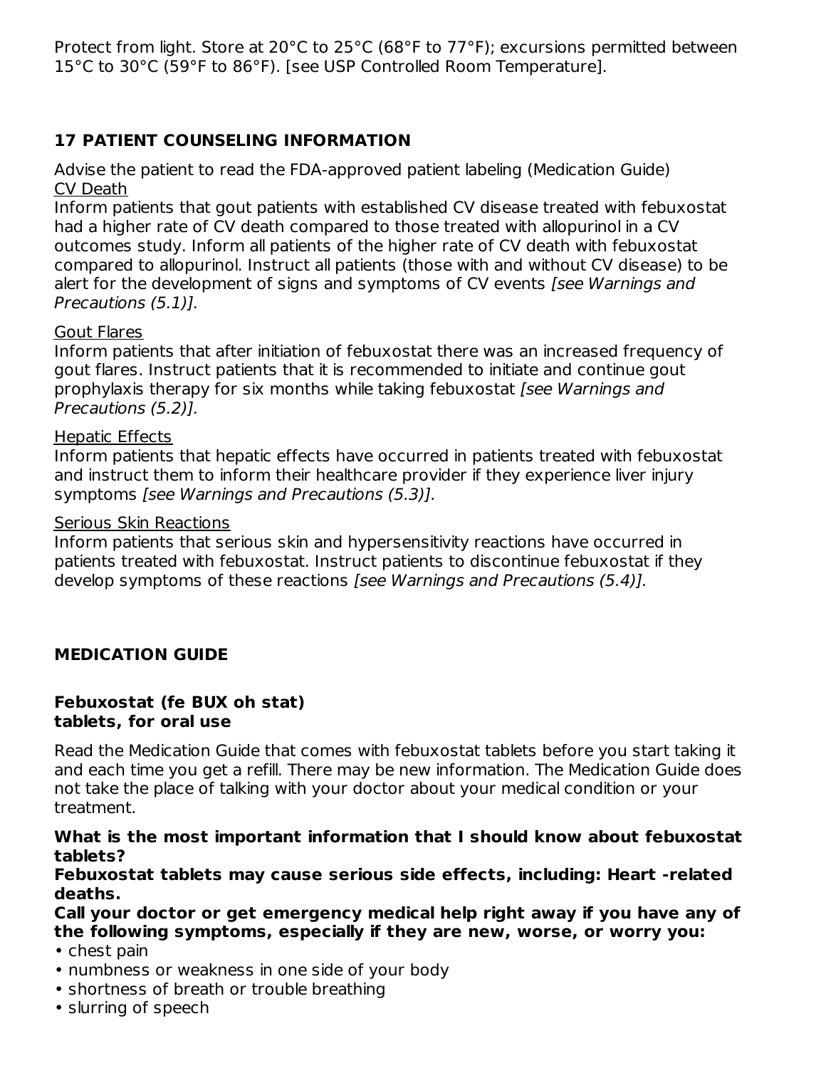Protect from light. Store at 20°C to 25°C (68°F to 77°F); excursions permitted between 15°C to 30°C (59°F to 86°F). [see USP Controlled Room Temperature].

## 17 PATIENT COUNSELING INFORMATION

Advise the patient to read the FDA-approved patient labeling (Medication Guide)

CV Death

Inform patients that gout patients with established CV disease treated with febuxostat had a higher rate of CV death compared to those treated with allopurinol in a CV outcomes study. Inform all patients of the higher rate of CV death with febuxostat compared to allopurinol. Instruct all patients (those with and without CV disease) to be alert for the development of signs and symptoms of CV events *[see Warnings and Precautions (5.1)].*

Gout Flares

Inform patients that after initiation of febuxostat there was an increased frequency of gout flares. Instruct patients that it is recommended to initiate and continue gout prophylaxis therapy for six months while taking febuxostat *[see Warnings and Precautions (5.2)].*

Hepatic Effects

Inform patients that hepatic effects have occurred in patients treated with febuxostat and instruct them to inform their healthcare provider if they experience liver injury symptoms *[see Warnings and Precautions (5.3)].*

Serious Skin Reactions

Inform patients that serious skin and hypersensitivity reactions have occurred in patients treated with febuxostat. Instruct patients to discontinue febuxostat if they develop symptoms of these reactions *[see Warnings and Precautions (5.4)].*

## MEDICATION GUIDE

**Febuxostat (fe BUX oh stat)**
**tablets, for oral use**

Read the Medication Guide that comes with febuxostat tablets before you start taking it and each time you get a refill. There may be new information. The Medication Guide does not take the place of talking with your doctor about your medical condition or your treatment.

**What is the most important information that I should know about febuxostat tablets?**

**Febuxostat tablets may cause serious side effects, including: Heart -related deaths.**

**Call your doctor or get emergency medical help right away if you have any of the following symptoms, especially if they are new, worse, or worry you:**

- chest pain
- numbness or weakness in one side of your body
- shortness of breath or trouble breathing
- slurring of speech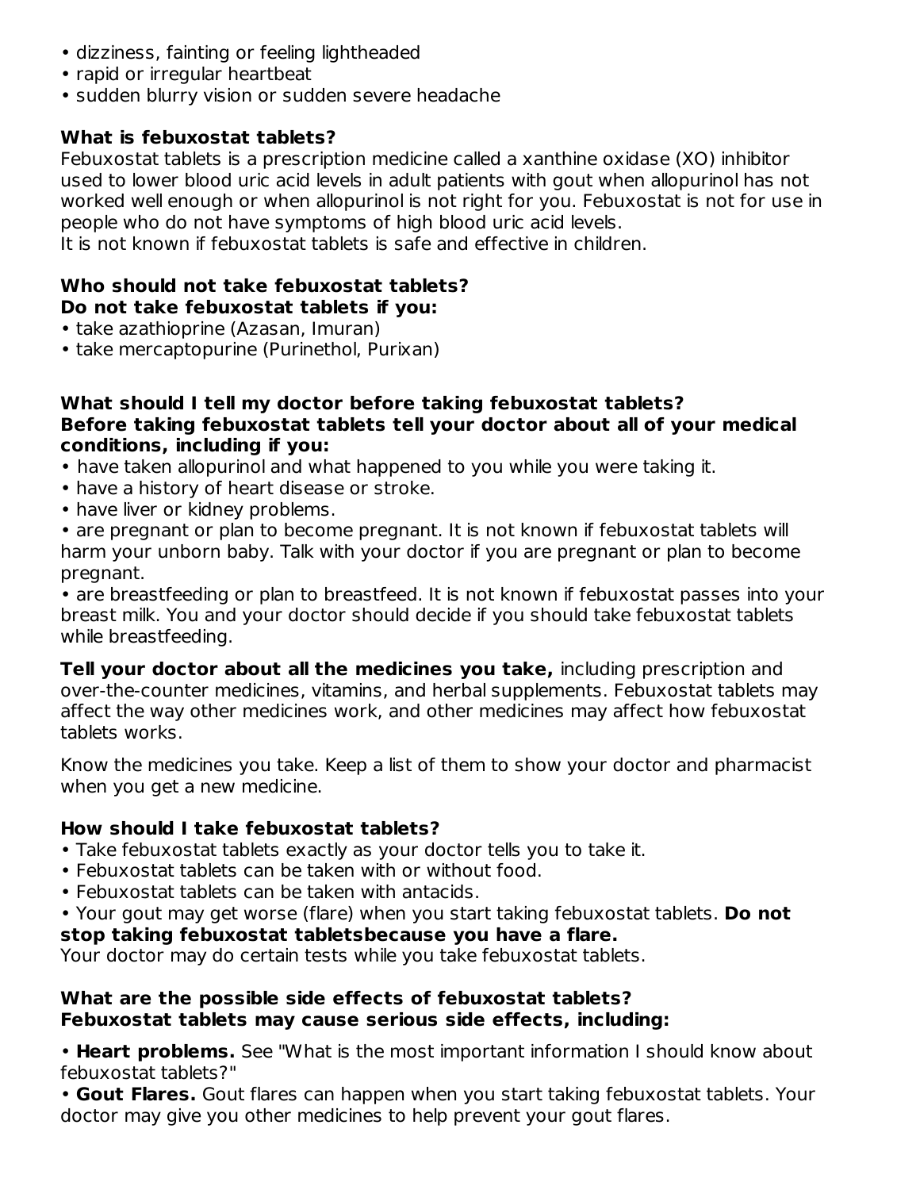- dizziness, fainting or feeling lightheaded
- rapid or irregular heartbeat
- sudden blurry vision or sudden severe headache

**What is febuxostat tablets?**

Febuxostat tablets is a prescription medicine called a xanthine oxidase (XO) inhibitor used to lower blood uric acid levels in adult patients with gout when allopurinol has not worked well enough or when allopurinol is not right for you. Febuxostat is not for use in people who do not have symptoms of high blood uric acid levels.

It is not known if febuxostat tablets is safe and effective in children.

**Who should not take febuxostat tablets?**

**Do not take febuxostat tablets if you:**

- take azathioprine (Azasan, Imuran)
- take mercaptopurine (Purinethol, Purixan)

**What should I tell my doctor before taking febuxostat tablets?**

**Before taking febuxostat tablets tell your doctor about all of your medical conditions, including if you:**

- have taken allopurinol and what happened to you while you were taking it.
- have a history of heart disease or stroke.
- have liver or kidney problems.
- are pregnant or plan to become pregnant. It is not known if febuxostat tablets will harm your unborn baby. Talk with your doctor if you are pregnant or plan to become pregnant.
- are breastfeeding or plan to breastfeed. It is not known if febuxostat passes into your breast milk. You and your doctor should decide if you should take febuxostat tablets while breastfeeding.

**Tell your doctor about all the medicines you take,** including prescription and over-the-counter medicines, vitamins, and herbal supplements. Febuxostat tablets may affect the way other medicines work, and other medicines may affect how febuxostat tablets works.

Know the medicines you take. Keep a list of them to show your doctor and pharmacist when you get a new medicine.

**How should I take febuxostat tablets?**

- Take febuxostat tablets exactly as your doctor tells you to take it.
- Febuxostat tablets can be taken with or without food.
- Febuxostat tablets can be taken with antacids.
- Your gout may get worse (flare) when you start taking febuxostat tablets. **Do not stop taking febuxostat tabletsbecause you have a flare.**

Your doctor may do certain tests while you take febuxostat tablets.

**What are the possible side effects of febuxostat tablets?**

**Febuxostat tablets may cause serious side effects, including:**

- **Heart problems.** See "What is the most important information I should know about febuxostat tablets?"
- **Gout Flares.** Gout flares can happen when you start taking febuxostat tablets. Your doctor may give you other medicines to help prevent your gout flares.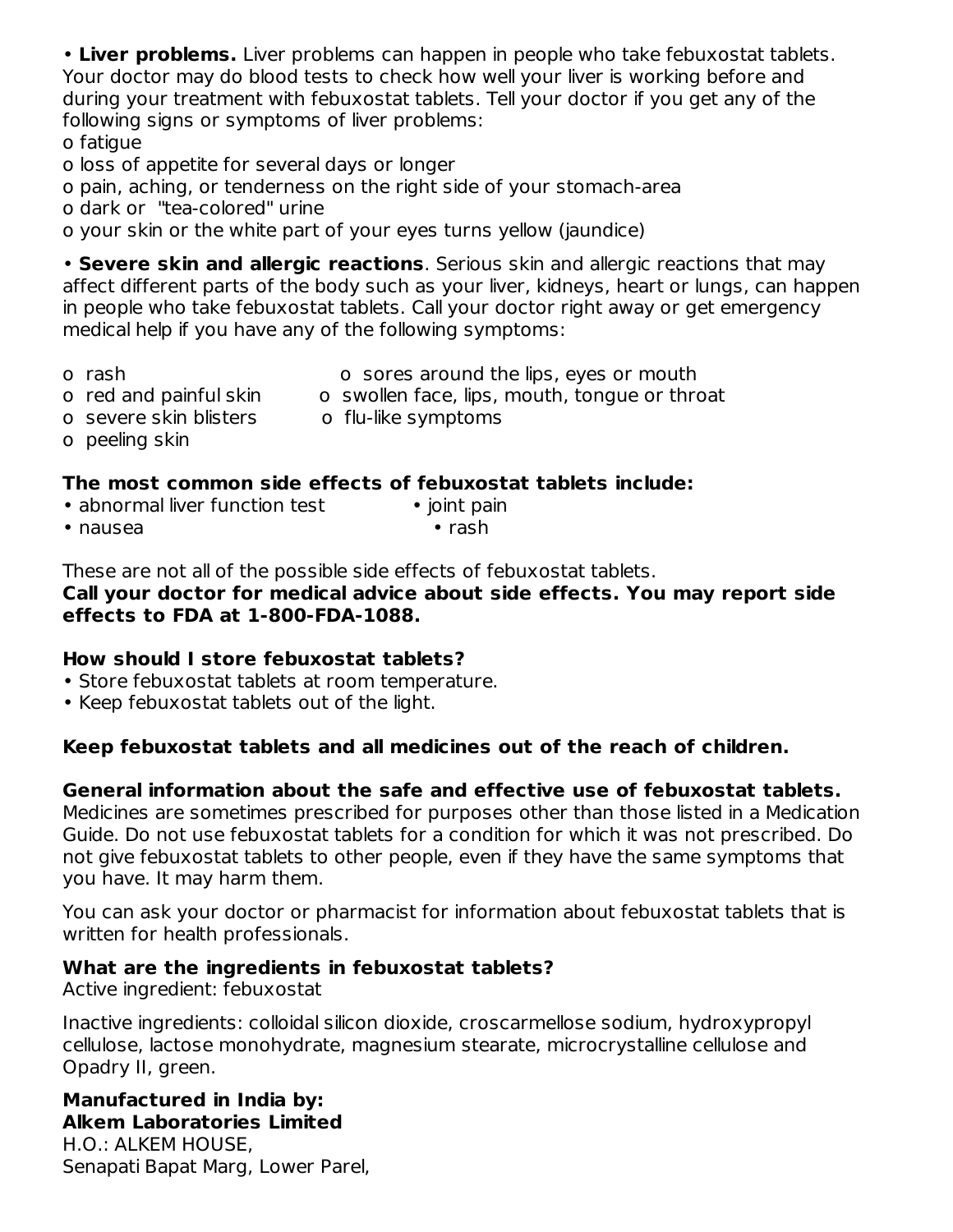- **Liver problems.** Liver problems can happen in people who take febuxostat tablets. Your doctor may do blood tests to check how well your liver is working before and during your treatment with febuxostat tablets. Tell your doctor if you get any of the following signs or symptoms of liver problems:
  - o fatigue
  - o loss of appetite for several days or longer
  - o pain, aching, or tenderness on the right side of your stomach-area
  - o dark or "tea-colored" urine
  - o your skin or the white part of your eyes turns yellow (jaundice)

- **Severe skin and allergic reactions**. Serious skin and allergic reactions that may affect different parts of the body such as your liver, kidneys, heart or lungs, can happen in people who take febuxostat tablets. Call your doctor right away or get emergency medical help if you have any of the following symptoms:
  - o rash
  - o red and painful skin
  - o severe skin blisters
  - o peeling skin
  - o sores around the lips, eyes or mouth
  - o swollen face, lips, mouth, tongue or throat
  - o flu-like symptoms

**The most common side effects of febuxostat tablets include:**

- abnormal liver function test
- nausea
- joint pain
- rash

These are not all of the possible side effects of febuxostat tablets.

**Call your doctor for medical advice about side effects. You may report side effects to FDA at 1-800-FDA-1088.**

**How should I store febuxostat tablets?**

- Store febuxostat tablets at room temperature.
- Keep febuxostat tablets out of the light.

**Keep febuxostat tablets and all medicines out of the reach of children.**

**General information about the safe and effective use of febuxostat tablets.**

Medicines are sometimes prescribed for purposes other than those listed in a Medication Guide. Do not use febuxostat tablets for a condition for which it was not prescribed. Do not give febuxostat tablets to other people, even if they have the same symptoms that you have. It may harm them.

You can ask your doctor or pharmacist for information about febuxostat tablets that is written for health professionals.

**What are the ingredients in febuxostat tablets?**

Active ingredient: febuxostat

Inactive ingredients: colloidal silicon dioxide, croscarmellose sodium, hydroxypropyl cellulose, lactose monohydrate, magnesium stearate, microcrystalline cellulose and Opadry II, green.

**Manufactured in India by:**
**Alkem Laboratories Limited**
H.O.: ALKEM HOUSE,
Senapati Bapat Marg, Lower Parel,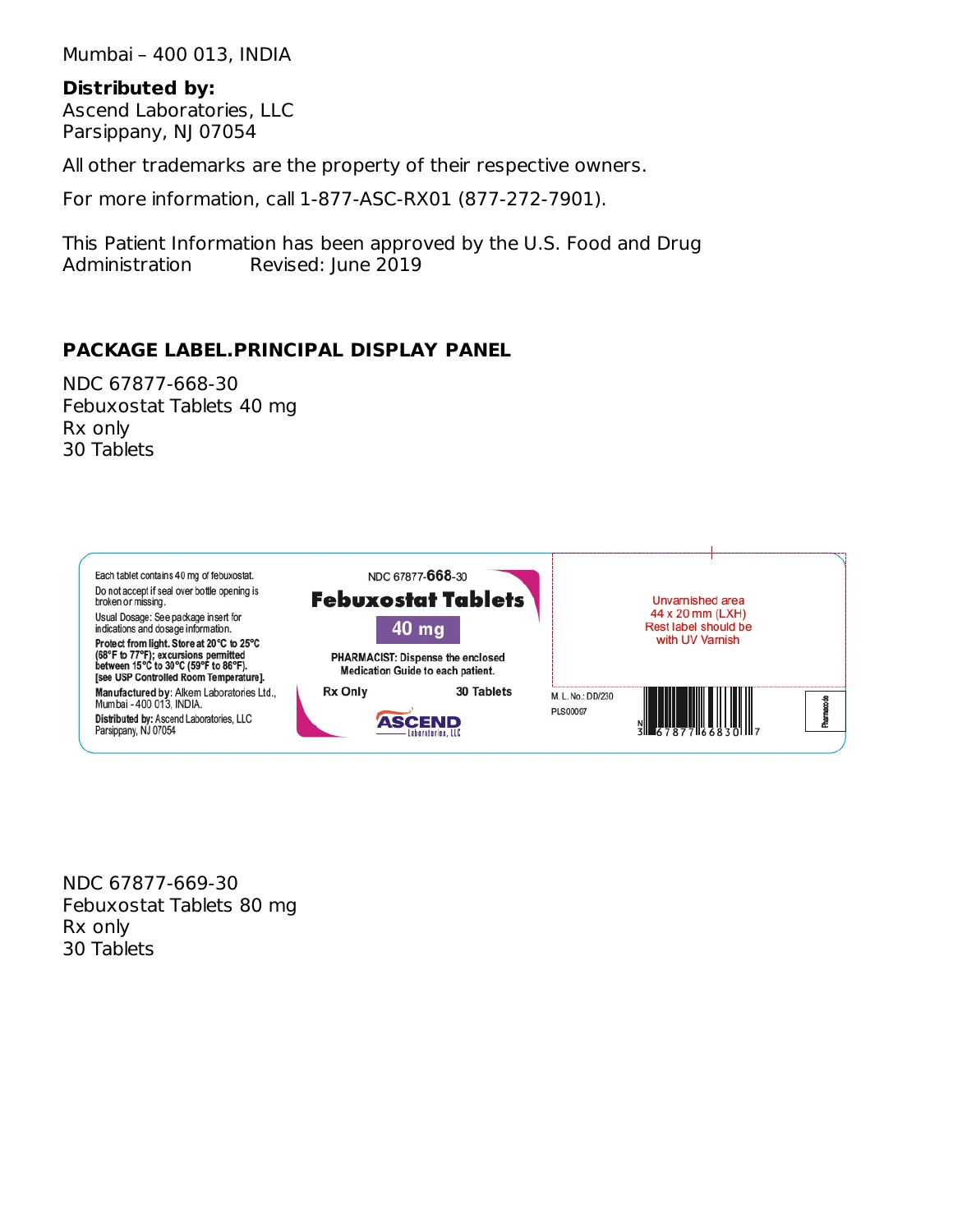Mumbai – 400 013, INDIA

**Distributed by:**
Ascend Laboratories, LLC
Parsippany, NJ 07054

All other trademarks are the property of their respective owners.

For more information, call 1-877-ASC-RX01 (877-272-7901).

This Patient Information has been approved by the U.S. Food and Drug Administration    Revised: June 2019

**PACKAGE LABEL.PRINCIPAL DISPLAY PANEL**

NDC 67877-668-30
Febuxostat Tablets 40 mg
Rx only
30 Tablets

Each tablet contains 40 mg of febuxostat.

Do not accept if seal over bottle opening is broken or missing.

Usual Dosage: See package insert for indications and dosage information.

**Protect from light. Store at 20°C to 25°C (68°F to 77°F); excursions permitted between 15°C to 30°C (59°F to 86°F). [see USP Controlled Room Temperature].**

**Manufactured by:** Alkem Laboratories Ltd., Mumbai - 400 013, INDIA.

**Distributed by:** Ascend Laboratories, LLC Parsippany, NJ 07054

NDC 67877-**668**-30

**Febuxostat Tablets**

**40 mg**

**PHARMACIST: Dispense the enclosed Medication Guide to each patient.**

**Rx Only**    **30 Tablets**

ASCEND Laboratories, LLC

Unvarnished area 44 x 20 mm (LXH) Rest label should be with UV Varnish

M. L. No.: DD/230

PLS00067

N 3 67877 66830 7

Pharmacode

NDC 67877-669-30
Febuxostat Tablets 80 mg
Rx only
30 Tablets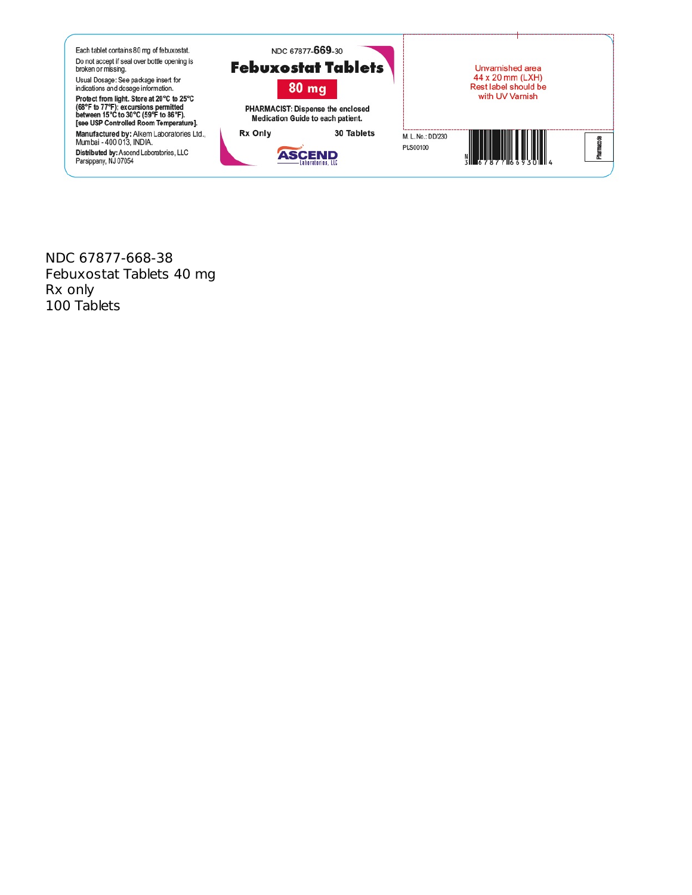Each tablet contains 80 mg of febuxostat.

Do not accept if seal over bottle opening is broken or missing.

Usual Dosage: See package insert for indications and dosage information.

**Protect from light. Store at 20°C to 25°C (68°F to 77°F); excursions permitted between 15°C to 30°C (59°F to 86°F). [see USP Controlled Room Temperature].**

**Manufactured by:** Alkem Laboratories Ltd., Mumbai - 400 013, INDIA.

**Distributed by:** Ascend Laboratories, LLC Parsippany, NJ 07054

NDC 67877-**669**-30

# Febuxostat Tablets

**80 mg**

**PHARMACIST: Dispense the enclosed Medication Guide to each patient.**

**Rx Only**

**30 Tablets**

ASCEND Laboratories, LLC

Unvarnished area 44 x 20 mm (LXH) Rest label should be with UV Varnish

M. L. No.: DD/230

PLS00100

N 3 67877 66930 4

Pharmacode

NDC 67877-668-38
Febuxostat Tablets 40 mg
Rx only
100 Tablets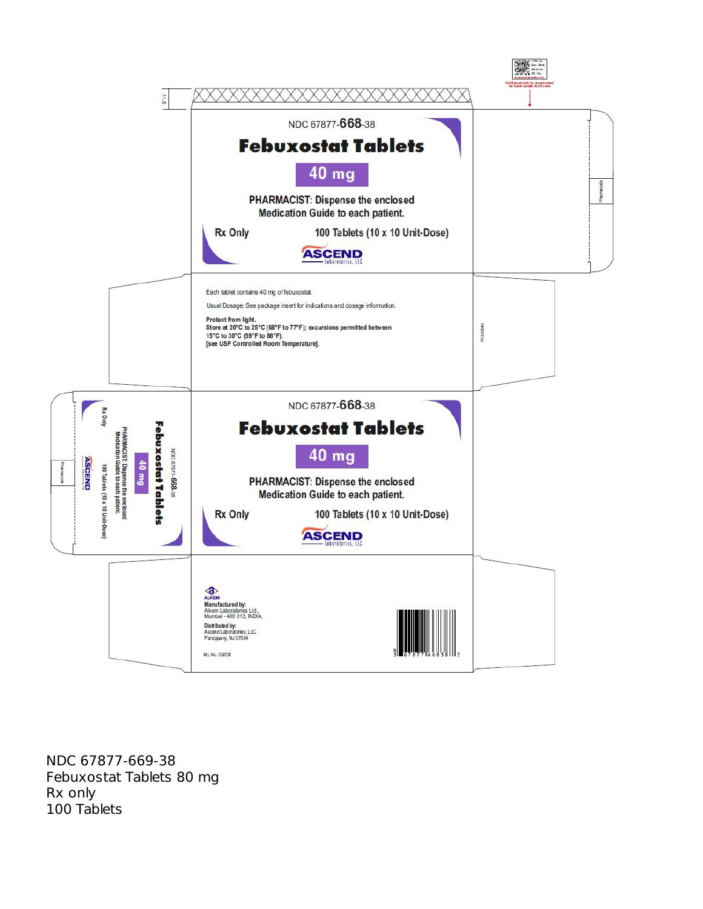NDC 67877-668-38

# Febuxostat Tablets

**40 mg**

**PHARMACIST**: Dispense the enclosed Medication Guide to each patient.

Rx Only

100 Tablets (10 x 10 Unit-Dose)

ASCEND Laboratories, LLC

Each tablet contains 40 mg of febuxostat.

Usual Dosage: See package insert for indications and dosage information.

**Protect from light.**
**Store at 20°C to 25°C (68°F to 77°F); excursions permitted between 15°C to 30°C (59°F to 86°F).**
**[see USP Controlled Room Temperature].**

NDC 67877-668-38

# Febuxostat Tablets

**40 mg**

**PHARMACIST**: Dispense the enclosed Medication Guide to each patient.

Rx Only

100 Tablets (10 x 10 Unit-Dose)

ASCEND Laboratories, LLC

ALKEM

**Manufactured by:**
Alkem Laboratories Ltd.,
Mumbai - 400 013, INDIA.

**Distributed by:**
Ascend Laboratories, LLC
Parsippany, NJ 07054

M.L.No.: D0/230

N 3 67877 66838 3

NDC 67877-669-38
Febuxostat Tablets 80 mg
Rx only
100 Tablets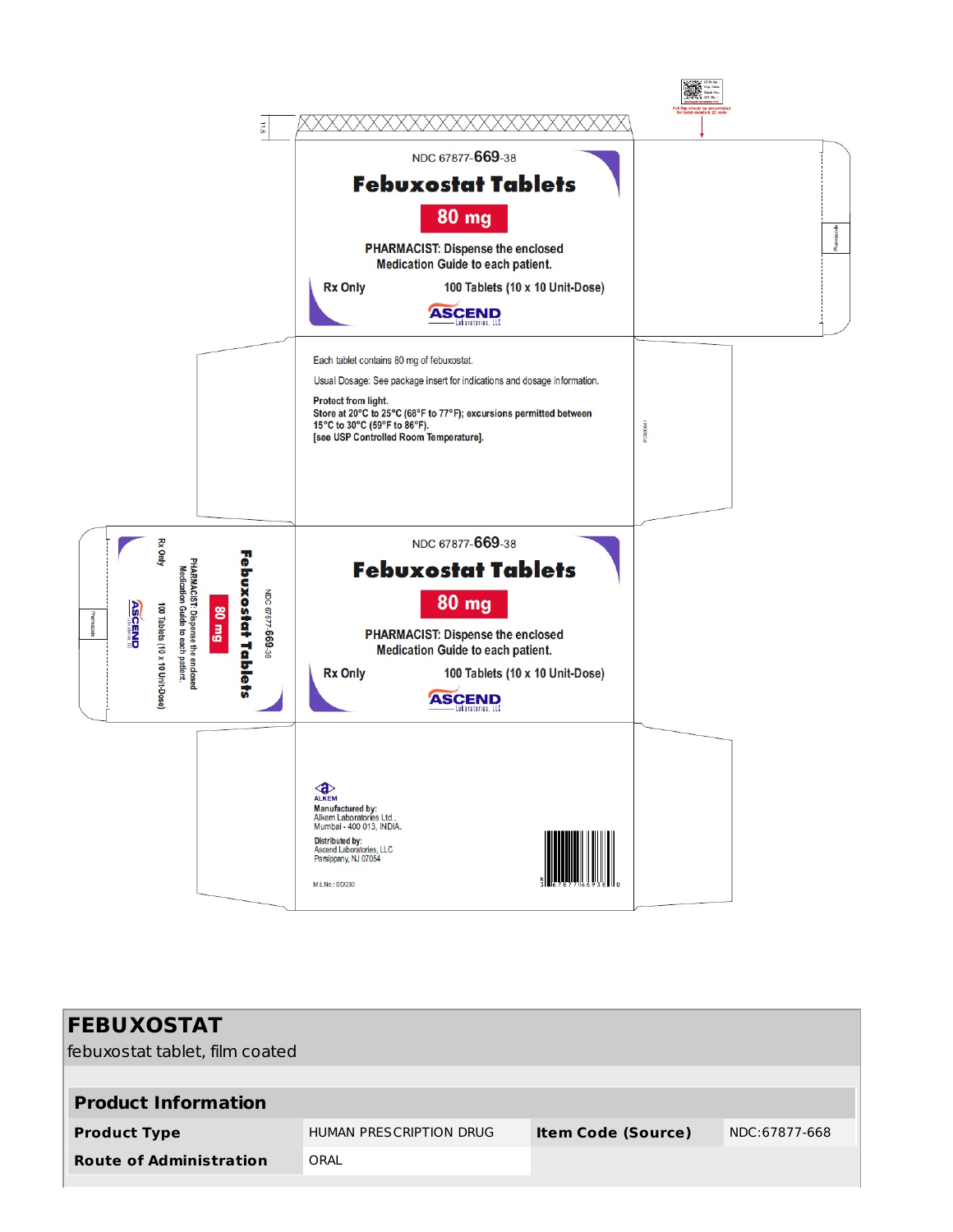NDC 67877-669-38

**Febuxostat Tablets**

**80 mg**

PHARMACIST: Dispense the enclosed Medication Guide to each patient.

Rx Only

100 Tablets (10 x 10 Unit-Dose)

ASCEND Laboratories, LLC

Each tablet contains 80 mg of febuxostat.

Usual Dosage: See package insert for indications and dosage information.

**Protect from light.**

**Store at 20°C to 25°C (68°F to 77°F); excursions permitted between 15°C to 30°C (59°F to 86°F).**

**[see USP Controlled Room Temperature].**

NDC 67877-669-38

**Febuxostat Tablets**

**80 mg**

PHARMACIST: Dispense the enclosed Medication Guide to each patient.

Rx Only

100 Tablets (10 x 10 Unit-Dose)

ASCEND Laboratories, LLC

ALKEM

**Manufactured by:**
Alkem Laboratories Ltd.,
Mumbai - 400 013, INDIA.

**Distributed by:**
Ascend Laboratories, LLC
Parsippany, NJ 07054

M.L.No.: DD/230

# FEBUXOSTAT

febuxostat tablet, film coated

| **Product Information** | | | |
|---|---|---|---|
| **Product Type** | HUMAN PRESCRIPTION DRUG | **Item Code (Source)** | NDC:67877-668 |
| **Route of Administration** | ORAL | | |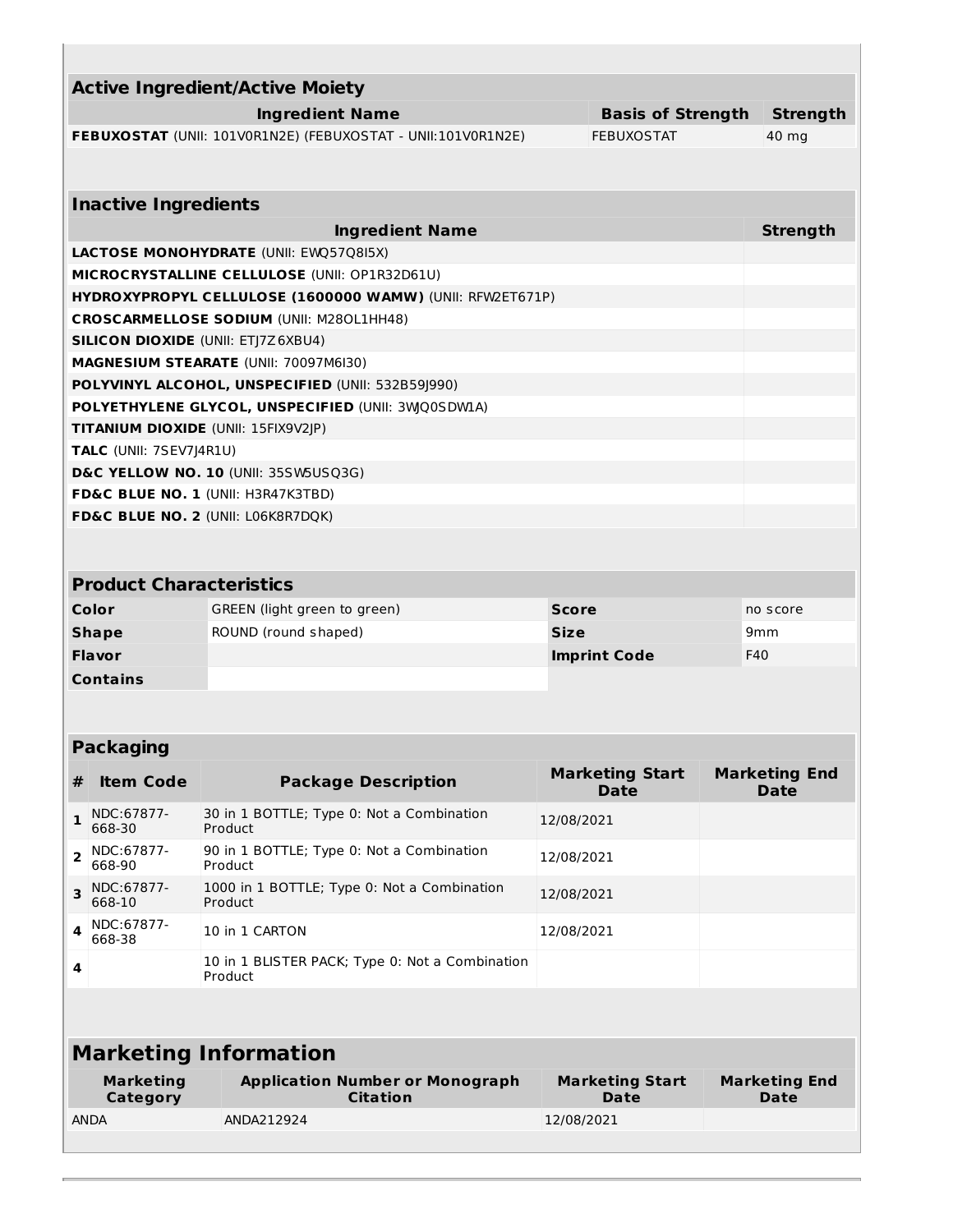## Active Ingredient/Active Moiety

| Ingredient Name | Basis of Strength | Strength |
|---|---|---|
| **FEBUXOSTAT** (UNII: 101V0R1N2E) (FEBUXOSTAT - UNII:101V0R1N2E) | FEBUXOSTAT | 40 mg |

## Inactive Ingredients

| Ingredient Name | Strength |
|---|---|
| **LACTOSE MONOHYDRATE** (UNII: EWQ57Q8I5X) | |
| **MICROCRYSTALLINE CELLULOSE** (UNII: OP1R32D61U) | |
| **HYDROXYPROPYL CELLULOSE (1600000 WAMW)** (UNII: RFW2ET671P) | |
| **CROSCARMELLOSE SODIUM** (UNII: M28OL1HH48) | |
| **SILICON DIOXIDE** (UNII: ETJ7Z6XBU4) | |
| **MAGNESIUM STEARATE** (UNII: 70097M6I30) | |
| **POLYVINYL ALCOHOL, UNSPECIFIED** (UNII: 532B59J990) | |
| **POLYETHYLENE GLYCOL, UNSPECIFIED** (UNII: 3WJQ0SDW1A) | |
| **TITANIUM DIOXIDE** (UNII: 15FIX9V2JP) | |
| **TALC** (UNII: 7SEV7J4R1U) | |
| **D&C YELLOW NO. 10** (UNII: 35SW5USQ3G) | |
| **FD&C BLUE NO. 1** (UNII: H3R47K3TBD) | |
| **FD&C BLUE NO. 2** (UNII: L06K8R7DQK) | |

## Product Characteristics

| | | | |
|---|---|---|---|
| **Color** | GREEN (light green to green) | **Score** | no score |
| **Shape** | ROUND (round shaped) | **Size** | 9mm |
| **Flavor** | | **Imprint Code** | F40 |
| **Contains** | | | |

## Packaging

| # | Item Code | Package Description | Marketing Start Date | Marketing End Date |
|---|---|---|---|---|
| 1 | NDC:67877-668-30 | 30 in 1 BOTTLE; Type 0: Not a Combination Product | 12/08/2021 | |
| 2 | NDC:67877-668-90 | 90 in 1 BOTTLE; Type 0: Not a Combination Product | 12/08/2021 | |
| 3 | NDC:67877-668-10 | 1000 in 1 BOTTLE; Type 0: Not a Combination Product | 12/08/2021 | |
| 4 | NDC:67877-668-38 | 10 in 1 CARTON | 12/08/2021 | |
| 4 | | 10 in 1 BLISTER PACK; Type 0: Not a Combination Product | | |

## Marketing Information

| Marketing Category | Application Number or Monograph Citation | Marketing Start Date | Marketing End Date |
|---|---|---|---|
| ANDA | ANDA212924 | 12/08/2021 | |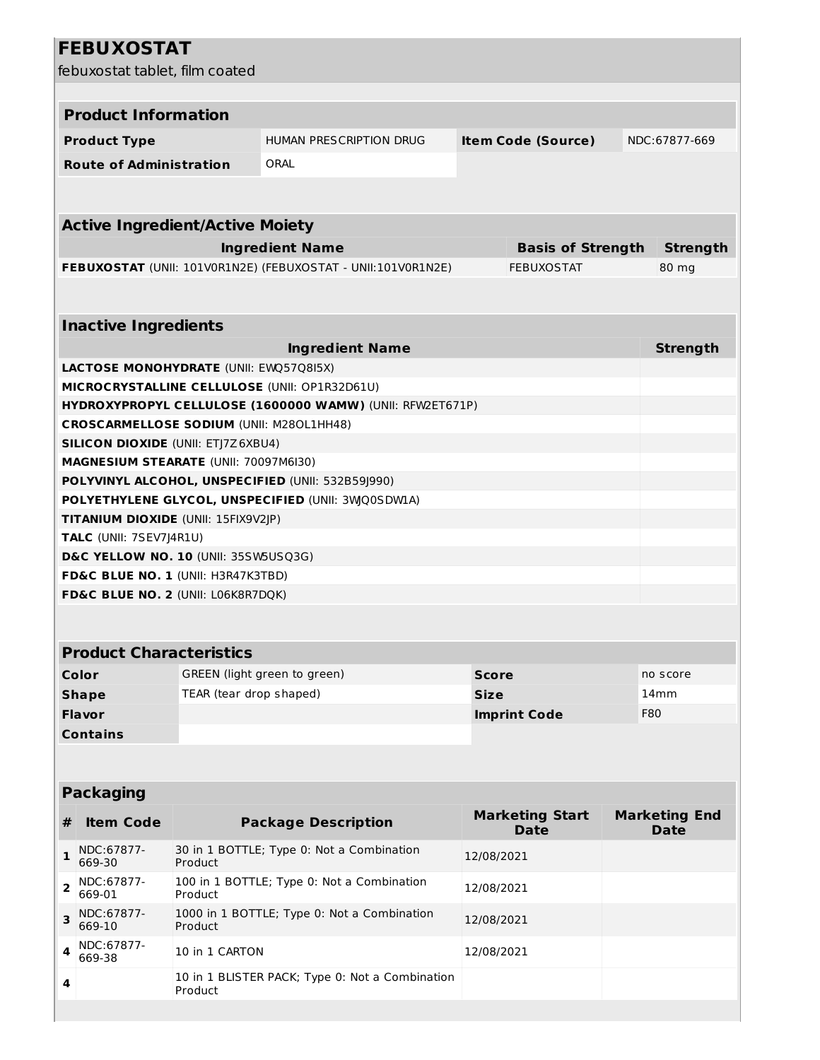# FEBUXOSTAT

febuxostat tablet, film coated

| Product Information | | | |
|---|---|---|---|
| **Product Type** | HUMAN PRESCRIPTION DRUG | **Item Code (Source)** | NDC:67877-669 |
| **Route of Administration** | ORAL | | |

| Active Ingredient/Active Moiety | | |
|---|---|---|
| **Ingredient Name** | **Basis of Strength** | **Strength** |
| **FEBUXOSTAT** (UNII: 101V0R1N2E) (FEBUXOSTAT - UNII:101V0R1N2E) | FEBUXOSTAT | 80 mg |

| Inactive Ingredients | |
|---|---|
| **Ingredient Name** | **Strength** |
| **LACTOSE MONOHYDRATE** (UNII: EWQ57Q8I5X) | |
| **MICROCRYSTALLINE CELLULOSE** (UNII: OP1R32D61U) | |
| **HYDROXYPROPYL CELLULOSE (1600000 WAMW)** (UNII: RFW2ET671P) | |
| **CROSCARMELLOSE SODIUM** (UNII: M28OL1HH48) | |
| **SILICON DIOXIDE** (UNII: ETJ7Z6XBU4) | |
| **MAGNESIUM STEARATE** (UNII: 70097M6I30) | |
| **POLYVINYL ALCOHOL, UNSPECIFIED** (UNII: 532B59J990) | |
| **POLYETHYLENE GLYCOL, UNSPECIFIED** (UNII: 3WJQ0SDW1A) | |
| **TITANIUM DIOXIDE** (UNII: 15FIX9V2JP) | |
| **TALC** (UNII: 7SEV7J4R1U) | |
| **D&C YELLOW NO. 10** (UNII: 35SW5USQ3G) | |
| **FD&C BLUE NO. 1** (UNII: H3R47K3TBD) | |
| **FD&C BLUE NO. 2** (UNII: L06K8R7DQK) | |

| Product Characteristics | | | |
|---|---|---|---|
| **Color** | GREEN (light green to green) | **Score** | no score |
| **Shape** | TEAR (tear drop shaped) | **Size** | 14mm |
| **Flavor** | | **Imprint Code** | F80 |
| **Contains** | | | |

| Packaging | | | | |
|---|---|---|---|---|
| **#** | **Item Code** | **Package Description** | **Marketing Start Date** | **Marketing End Date** |
| 1 | NDC:67877-669-30 | 30 in 1 BOTTLE; Type 0: Not a Combination Product | 12/08/2021 | |
| 2 | NDC:67877-669-01 | 100 in 1 BOTTLE; Type 0: Not a Combination Product | 12/08/2021 | |
| 3 | NDC:67877-669-10 | 1000 in 1 BOTTLE; Type 0: Not a Combination Product | 12/08/2021 | |
| 4 | NDC:67877-669-38 | 10 in 1 CARTON | 12/08/2021 | |
| 4 | | 10 in 1 BLISTER PACK; Type 0: Not a Combination Product | | |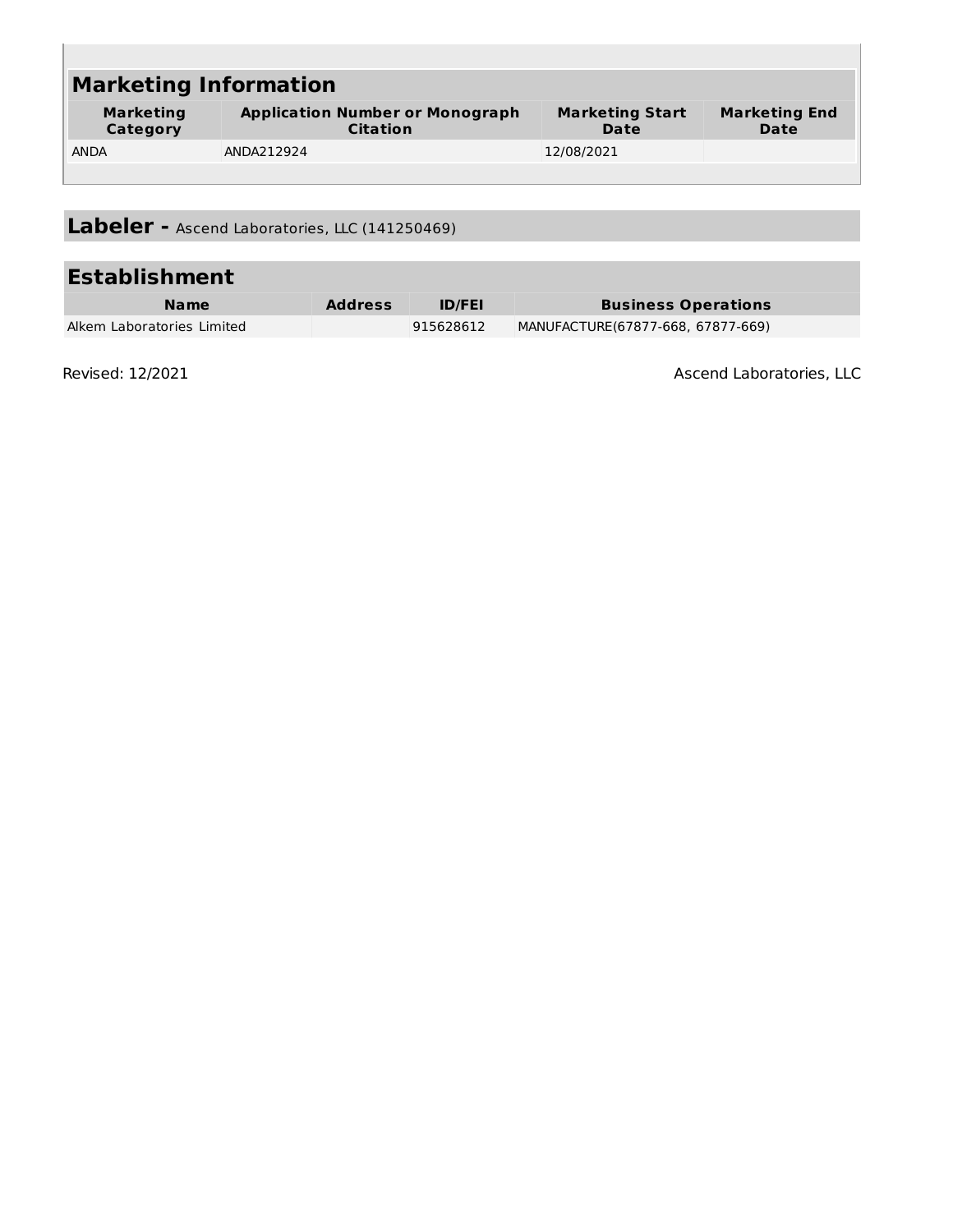## Marketing Information

| Marketing Category | Application Number or Monograph Citation | Marketing Start Date | Marketing End Date |
|---|---|---|---|
| ANDA | ANDA212924 | 12/08/2021 | |

## Labeler - Ascend Laboratories, LLC (141250469)

## Establishment

| Name | Address | ID/FEI | Business Operations |
|---|---|---|---|
| Alkem Laboratories Limited | | 915628612 | MANUFACTURE(67877-668, 67877-669) |

Revised: 12/2021

Ascend Laboratories, LLC